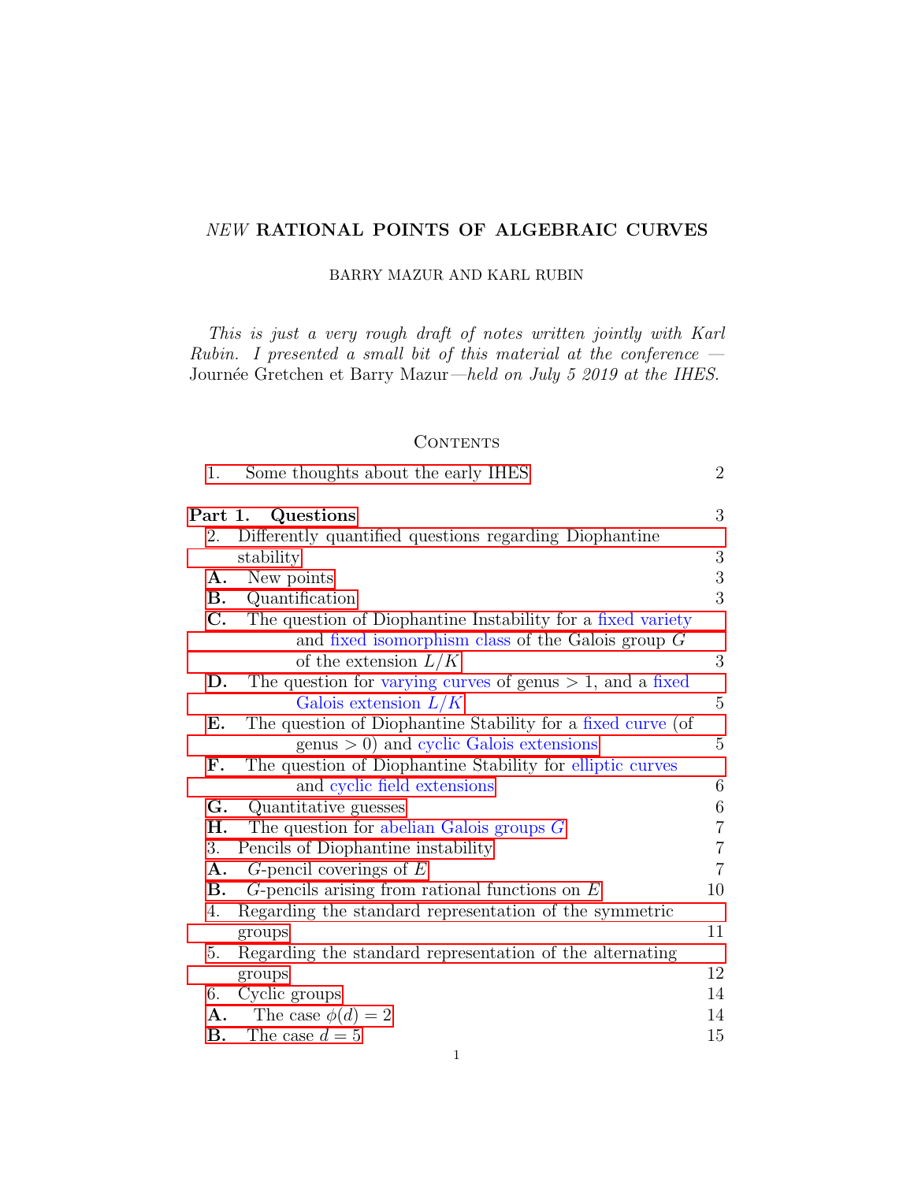# *NEW* RATIONAL POINTS OF ALGEBRAIC CURVES

BARRY MAZUR AND KARL RUBIN

*This is just a very rough draft of notes written jointly with Karl Rubin. I presented a small bit of this material at the conference —* Journée Gretchen et Barry Mazur*—held on July 5 2019 at the IHES.*

## Contents

| | |
|---|---|
| 1. Some thoughts about the early IHES | 2 |
| **Part 1. Questions** | 3 |
| 2. Differently quantified questions regarding Diophantine stability | 3 |
| **A.** New points | 3 |
| **B.** Quantification | 3 |
| **C.** The question of Diophantine Instability for a fixed variety and fixed isomorphism class of the Galois group $G$ of the extension $L/K$ | 3 |
| **D.** The question for varying curves of genus $> 1$, and a fixed Galois extension $L/K$ | 5 |
| **E.** The question of Diophantine Stability for a fixed curve (of genus $> 0$) and cyclic Galois extensions | 5 |
| **F.** The question of Diophantine Stability for elliptic curves and cyclic field extensions | 6 |
| **G.** Quantitative guesses | 6 |
| **H.** The question for abelian Galois groups $G$ | 7 |
| 3. Pencils of Diophantine instability | 7 |
| **A.** $G$-pencil coverings of $E$ | 7 |
| **B.** $G$-pencils arising from rational functions on $E$ | 10 |
| 4. Regarding the standard representation of the symmetric groups | 11 |
| 5. Regarding the standard representation of the alternating groups | 12 |
| 6. Cyclic groups | 14 |
| **A.** The case $\phi(d) = 2$ | 14 |
| **B.** The case $d = 5$ | 15 |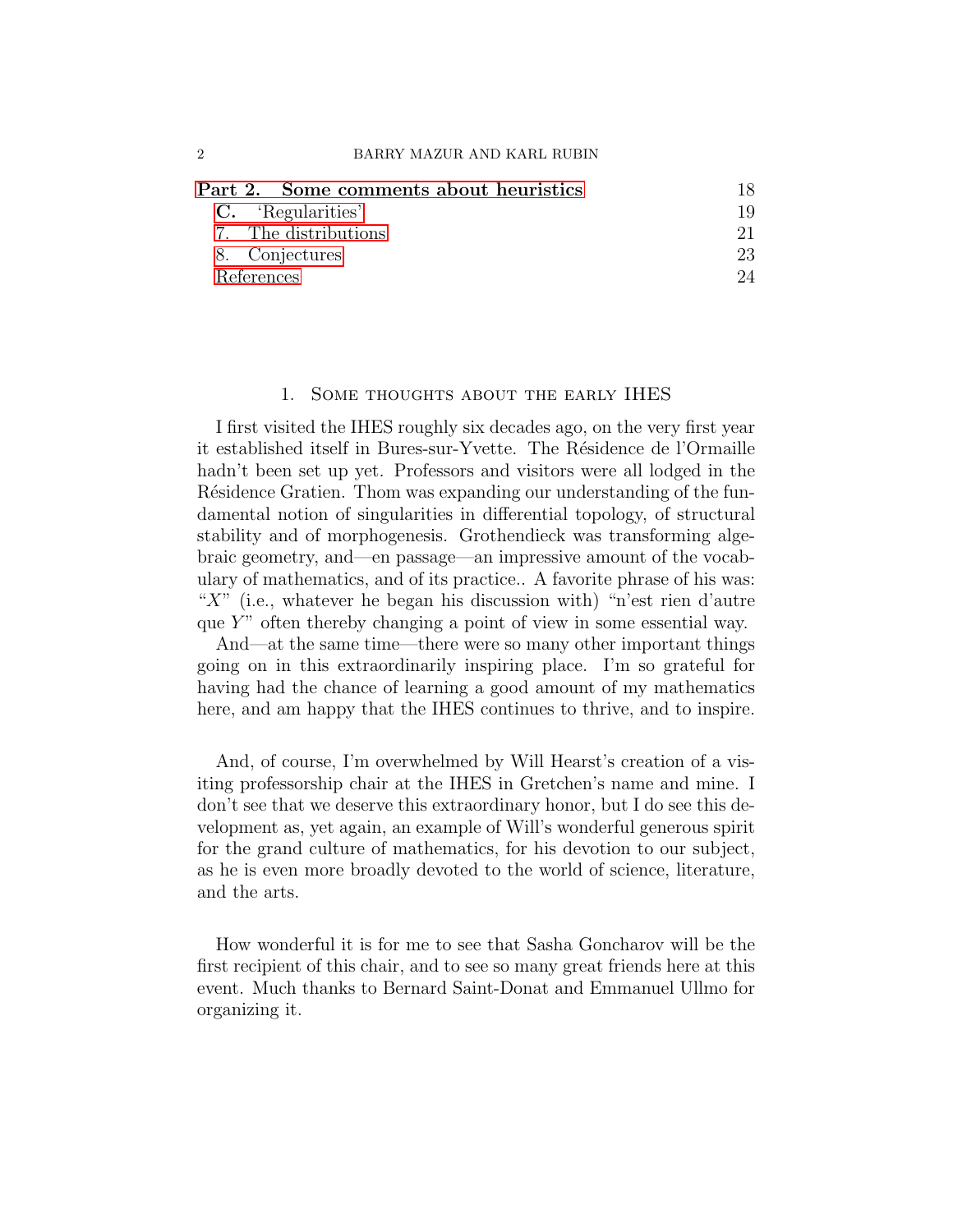**Part 2. Some comments about heuristics** 18

**C.** 'Regularities' 19

7. The distributions 21

8. Conjectures 23

References 24

## 1. Some thoughts about the early IHES

I first visited the IHES roughly six decades ago, on the very first year it established itself in Bures-sur-Yvette. The Résidence de l'Ormaille hadn't been set up yet. Professors and visitors were all lodged in the Résidence Gratien. Thom was expanding our understanding of the fundamental notion of singularities in differential topology, of structural stability and of morphogenesis. Grothendieck was transforming algebraic geometry, and—en passage—an impressive amount of the vocabulary of mathematics, and of its practice.. A favorite phrase of his was: "$X$" (i.e., whatever he began his discussion with) "n'est rien d'autre que $Y$" often thereby changing a point of view in some essential way.

And—at the same time—there were so many other important things going on in this extraordinarily inspiring place. I'm so grateful for having had the chance of learning a good amount of my mathematics here, and am happy that the IHES continues to thrive, and to inspire.

And, of course, I'm overwhelmed by Will Hearst's creation of a visiting professorship chair at the IHES in Gretchen's name and mine. I don't see that we deserve this extraordinary honor, but I do see this development as, yet again, an example of Will's wonderful generous spirit for the grand culture of mathematics, for his devotion to our subject, as he is even more broadly devoted to the world of science, literature, and the arts.

How wonderful it is for me to see that Sasha Goncharov will be the first recipient of this chair, and to see so many great friends here at this event. Much thanks to Bernard Saint-Donat and Emmanuel Ullmo for organizing it.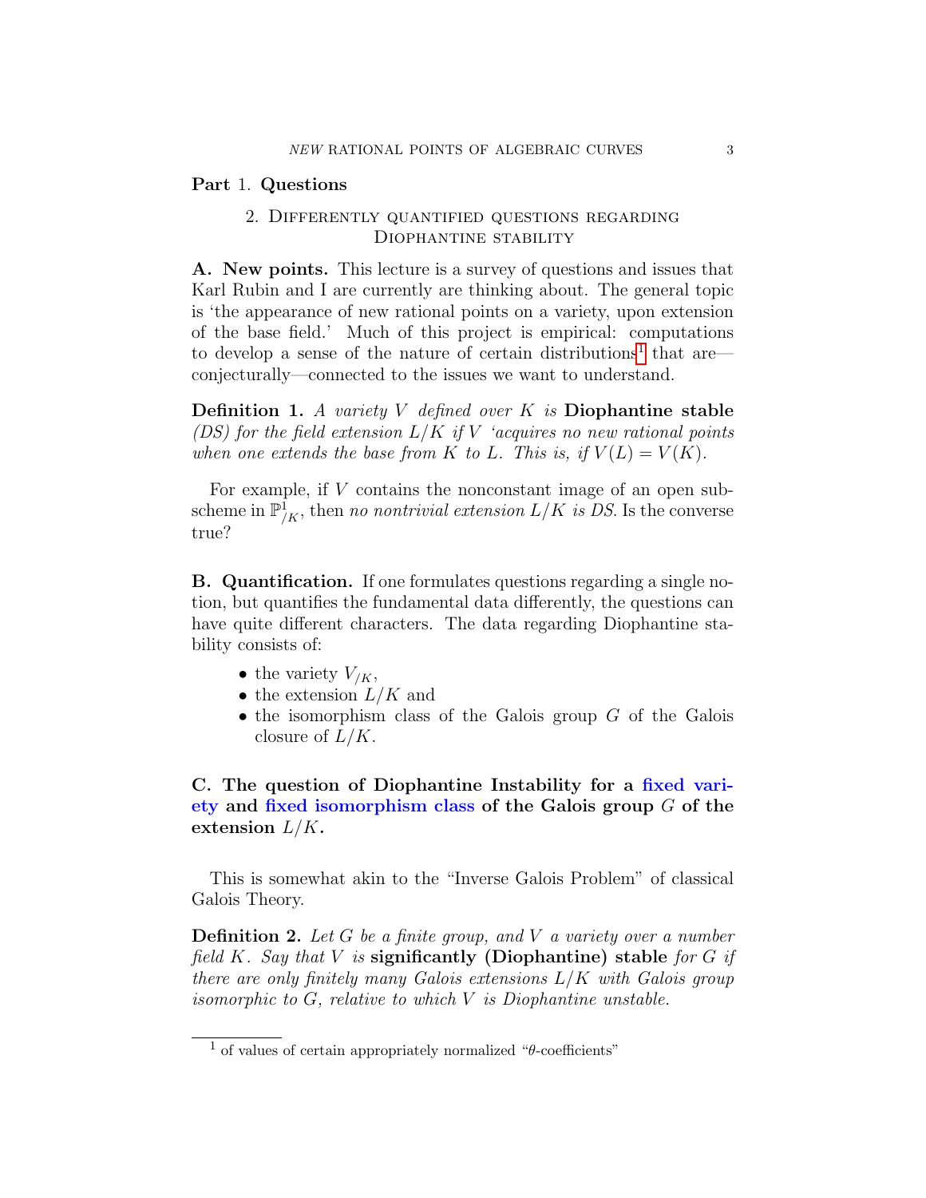# Part 1. Questions

## 2. Differently quantified questions regarding Diophantine stability

**A. New points.** This lecture is a survey of questions and issues that Karl Rubin and I are currently are thinking about. The general topic is 'the appearance of new rational points on a variety, upon extension of the base field.' Much of this project is empirical: computations to develop a sense of the nature of certain distributions[1] that are—conjecturally—connected to the issues we want to understand.

**Definition 1.** *A variety $V$ defined over $K$ is* **Diophantine stable** *(DS) for the field extension $L/K$ if $V$ 'acquires no new rational points when one extends the base from $K$ to $L$. This is, if $V(L) = V(K)$.*

For example, if $V$ contains the nonconstant image of an open subscheme in $\mathbb{P}^1_{/K}$, then *no nontrivial extension $L/K$ is DS.* Is the converse true?

**B. Quantification.** If one formulates questions regarding a single notion, but quantifies the fundamental data differently, the questions can have quite different characters. The data regarding Diophantine stability consists of:

- the variety $V_{/K}$,
- the extension $L/K$ and
- the isomorphism class of the Galois group $G$ of the Galois closure of $L/K$.

**C. The question of Diophantine Instability for a fixed variety and fixed isomorphism class of the Galois group $G$ of the extension $L/K$.**

This is somewhat akin to the "Inverse Galois Problem" of classical Galois Theory.

**Definition 2.** *Let $G$ be a finite group, and $V$ a variety over a number field $K$. Say that $V$ is* **significantly (Diophantine) stable** *for $G$ if there are only finitely many Galois extensions $L/K$ with Galois group isomorphic to $G$, relative to which $V$ is Diophantine unstable.*

[1] of values of certain appropriately normalized "$\theta$-coefficients"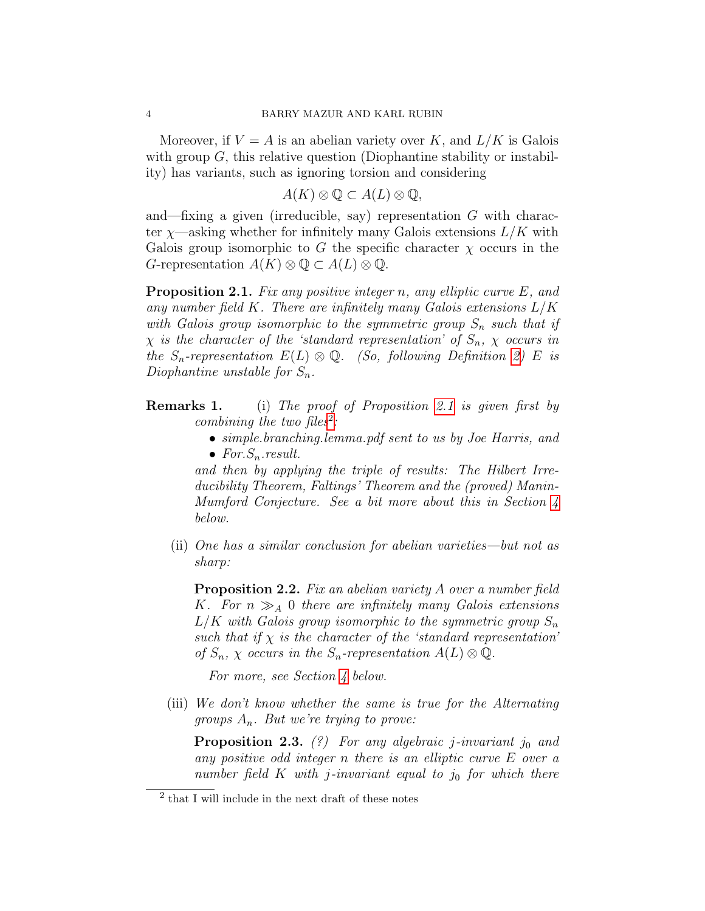Moreover, if $V = A$ is an abelian variety over $K$, and $L/K$ is Galois with group $G$, this relative question (Diophantine stability or instability) has variants, such as ignoring torsion and considering

$$A(K) \otimes \mathbb{Q} \subset A(L) \otimes \mathbb{Q},$$

and—fixing a given (irreducible, say) representation $G$ with character $\chi$—asking whether for infinitely many Galois extensions $L/K$ with Galois group isomorphic to $G$ the specific character $\chi$ occurs in the $G$-representation $A(K) \otimes \mathbb{Q} \subset A(L) \otimes \mathbb{Q}$.

**Proposition 2.1.** *Fix any positive integer $n$, any elliptic curve $E$, and any number field $K$. There are infinitely many Galois extensions $L/K$ with Galois group isomorphic to the symmetric group $S_n$ such that if $\chi$ is the character of the 'standard representation' of $S_n$, $\chi$ occurs in the $S_n$-representation $E(L) \otimes \mathbb{Q}$. (So, following Definition 2) $E$ is Diophantine unstable for $S_n$.*

**Remarks 1.** (i) *The proof of Proposition 2.1 is given first by combining the two files*[2]*:*

- *simple.branching.lemma.pdf sent to us by Joe Harris, and*
- *For.$S_n$.result.*

*and then by applying the triple of results: The Hilbert Irreducibility Theorem, Faltings' Theorem and the (proved) Manin-Mumford Conjecture. See a bit more about this in Section 4 below.*

(ii) *One has a similar conclusion for abelian varieties—but not as sharp:*

**Proposition 2.2.** *Fix an abelian variety $A$ over a number field $K$. For $n \gg_A 0$ there are infinitely many Galois extensions $L/K$ with Galois group isomorphic to the symmetric group $S_n$ such that if $\chi$ is the character of the 'standard representation' of $S_n$, $\chi$ occurs in the $S_n$-representation $A(L) \otimes \mathbb{Q}$.*

*For more, see Section 4 below.*

(iii) *We don't know whether the same is true for the Alternating groups $A_n$. But we're trying to prove:*

**Proposition 2.3.** *(?) For any algebraic $j$-invariant $j_0$ and any positive odd integer $n$ there is an elliptic curve $E$ over a number field $K$ with $j$-invariant equal to $j_0$ for which there*

[2] that I will include in the next draft of these notes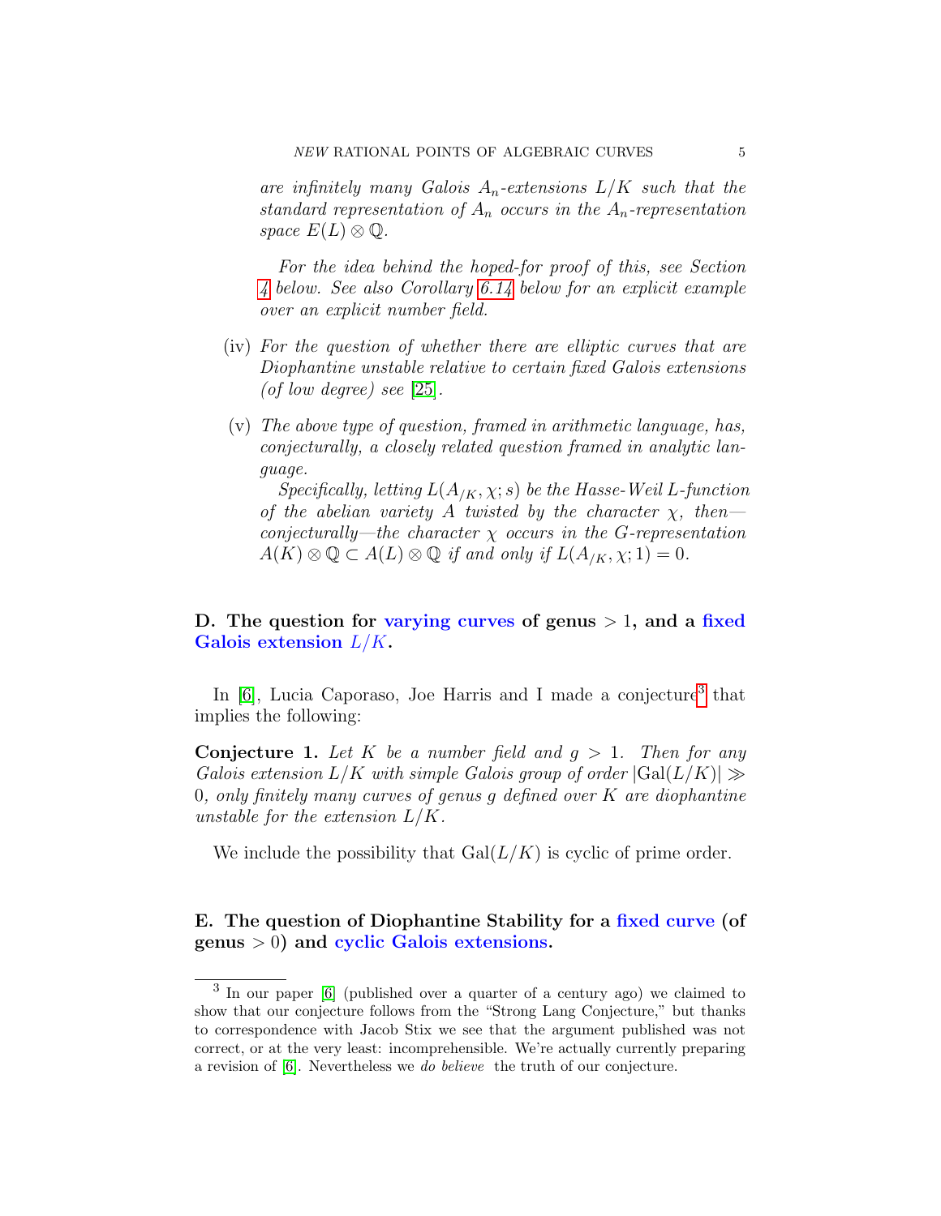*are infinitely many Galois $A_n$-extensions $L/K$ such that the standard representation of $A_n$ occurs in the $A_n$-representation space $E(L) \otimes \mathbb{Q}$.*

*For the idea behind the hoped-for proof of this, see Section 4 below. See also Corollary 6.14 below for an explicit example over an explicit number field.*

(iv) *For the question of whether there are elliptic curves that are Diophantine unstable relative to certain fixed Galois extensions (of low degree) see [25].*

(v) *The above type of question, framed in arithmetic language, has, conjecturally, a closely related question framed in analytic language.*

*Specifically, letting $L(A_{/K}, \chi; s)$ be the Hasse-Weil L-function of the abelian variety $A$ twisted by the character $\chi$, then—conjecturally—the character $\chi$ occurs in the $G$-representation $A(K) \otimes \mathbb{Q} \subset A(L) \otimes \mathbb{Q}$ if and only if $L(A_{/K}, \chi; 1) = 0$.*

## D. The question for varying curves of genus $> 1$, and a fixed Galois extension $L/K$.

In [6], Lucia Caporaso, Joe Harris and I made a conjecture[3] that implies the following:

**Conjecture 1.** *Let $K$ be a number field and $g > 1$. Then for any Galois extension $L/K$ with simple Galois group of order $|\mathrm{Gal}(L/K)| \gg 0$, only finitely many curves of genus $g$ defined over $K$ are diophantine unstable for the extension $L/K$.*

We include the possibility that $\mathrm{Gal}(L/K)$ is cyclic of prime order.

## E. The question of Diophantine Stability for a fixed curve (of genus $> 0$) and cyclic Galois extensions.

[3] In our paper [6] (published over a quarter of a century ago) we claimed to show that our conjecture follows from the "Strong Lang Conjecture," but thanks to correspondence with Jacob Stix we see that the argument published was not correct, or at the very least: incomprehensible. We're actually currently preparing a revision of [6]. Nevertheless we *do believe* the truth of our conjecture.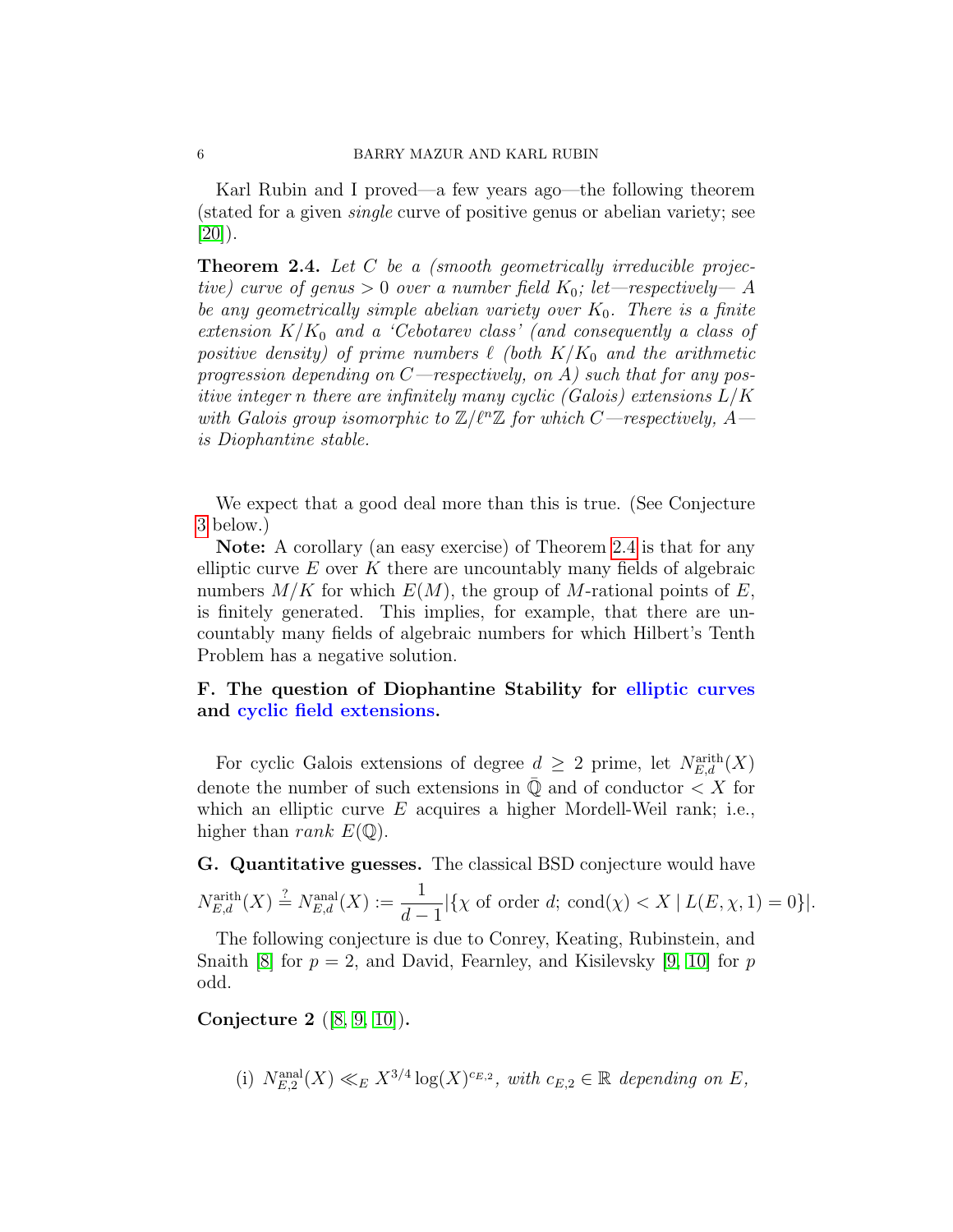Karl Rubin and I proved—a few years ago—the following theorem (stated for a given *single* curve of positive genus or abelian variety; see [20]).

**Theorem 2.4.** *Let $C$ be a (smooth geometrically irreducible projective) curve of genus $> 0$ over a number field $K_0$; let—respectively— $A$ be any geometrically simple abelian variety over $K_0$. There is a finite extension $K/K_0$ and a 'Cebotarev class' (and consequently a class of positive density) of prime numbers $\ell$ (both $K/K_0$ and the arithmetic progression depending on $C$—respectively, on $A$) such that for any positive integer $n$ there are infinitely many cyclic (Galois) extensions $L/K$ with Galois group isomorphic to $\mathbb{Z}/\ell^n\mathbb{Z}$ for which $C$—respectively, $A$— is Diophantine stable.*

We expect that a good deal more than this is true. (See Conjecture 3 below.)

**Note:** A corollary (an easy exercise) of Theorem 2.4 is that for any elliptic curve $E$ over $K$ there are uncountably many fields of algebraic numbers $M/K$ for which $E(M)$, the group of $M$-rational points of $E$, is finitely generated. This implies, for example, that there are uncountably many fields of algebraic numbers for which Hilbert's Tenth Problem has a negative solution.

**F. The question of Diophantine Stability for elliptic curves and cyclic field extensions.**

For cyclic Galois extensions of degree $d \geq 2$ prime, let $N^{\text{arith}}_{E,d}(X)$ denote the number of such extensions in $\bar{\mathbb{Q}}$ and of conductor $< X$ for which an elliptic curve $E$ acquires a higher Mordell-Weil rank; i.e., higher than *rank* $E(\mathbb{Q})$.

**G. Quantitative guesses.** The classical BSD conjecture would have

$$N^{\text{arith}}_{E,d}(X) \stackrel{?}{=} N^{\text{anal}}_{E,d}(X) := \frac{1}{d-1}|\{\chi \text{ of order } d;\ \text{cond}(\chi) < X \mid L(E,\chi,1) = 0\}|.$$

The following conjecture is due to Conrey, Keating, Rubinstein, and Snaith [8] for $p = 2$, and David, Fearnley, and Kisilevsky [9, 10] for $p$ odd.

**Conjecture 2** ([8, 9, 10])**.**

(i) $N^{\text{anal}}_{E,2}(X) \ll_E X^{3/4} \log(X)^{c_{E,2}}$, *with $c_{E,2} \in \mathbb{R}$ depending on $E$,*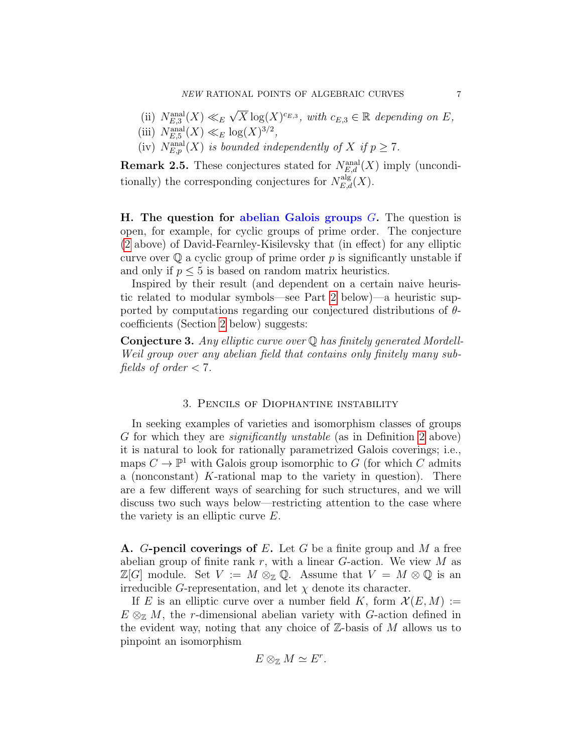(ii) $N^{\rm anal}_{E,3}(X) \ll_E \sqrt{X}\log(X)^{c_{E,3}}$, *with* $c_{E,3} \in \mathbb{R}$ *depending on* $E$,

(iii) $N^{\rm anal}_{E,5}(X) \ll_E \log(X)^{3/2}$,

(iv) $N^{\rm anal}_{E,p}(X)$ *is bounded independently of* $X$ *if* $p \geq 7$.

**Remark 2.5.** These conjectures stated for $N^{\rm anal}_{E,d}(X)$ imply (unconditionally) the corresponding conjectures for $N^{\rm alg}_{E,d}(X)$.

**H. The question for abelian Galois groups $G$.** The question is open, for example, for cyclic groups of prime order. The conjecture (2 above) of David-Fearnley-Kisilevsky that (in effect) for any elliptic curve over $\mathbb{Q}$ a cyclic group of prime order $p$ is significantly unstable if and only if $p \leq 5$ is based on random matrix heuristics.

Inspired by their result (and dependent on a certain naive heuristic related to modular symbols—see Part 2 below)—a heuristic supported by computations regarding our conjectured distributions of $\theta$-coefficients (Section 2 below) suggests:

**Conjecture 3.** *Any elliptic curve over $\mathbb{Q}$ has finitely generated Mordell-Weil group over any abelian field that contains only finitely many subfields of order $< 7$.*

## 3. Pencils of Diophantine instability

In seeking examples of varieties and isomorphism classes of groups $G$ for which they are *significantly unstable* (as in Definition 2 above) it is natural to look for rationally parametrized Galois coverings; i.e., maps $C \to \mathbb{P}^1$ with Galois group isomorphic to $G$ (for which $C$ admits a (nonconstant) $K$-rational map to the variety in question). There are a few different ways of searching for such structures, and we will discuss two such ways below—restricting attention to the case where the variety is an elliptic curve $E$.

**A. $G$-pencil coverings of $E$.** Let $G$ be a finite group and $M$ a free abelian group of finite rank $r$, with a linear $G$-action. We view $M$ as $\mathbb{Z}[G]$ module. Set $V := M \otimes_{\mathbb{Z}} \mathbb{Q}$. Assume that $V = M \otimes \mathbb{Q}$ is an irreducible $G$-representation, and let $\chi$ denote its character.

If $E$ is an elliptic curve over a number field $K$, form $\mathcal{X}(E, M) := E \otimes_{\mathbb{Z}} M$, the $r$-dimensional abelian variety with $G$-action defined in the evident way, noting that any choice of $\mathbb{Z}$-basis of $M$ allows us to pinpoint an isomorphism

$$E \otimes_{\mathbb{Z}} M \simeq E^r.$$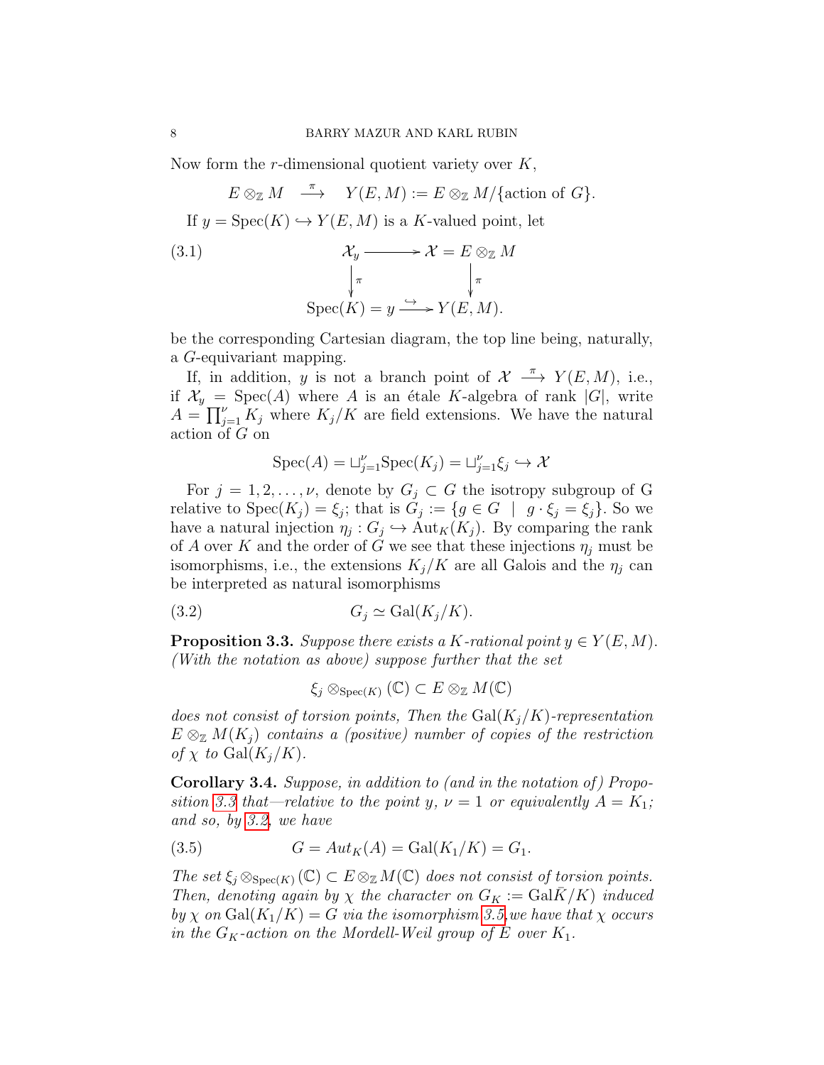Now form the $r$-dimensional quotient variety over $K$,

$$E \otimes_{\mathbb{Z}} M \quad \xrightarrow{\pi} \quad Y(E,M) := E \otimes_{\mathbb{Z}} M/\{\text{action of } G\}.$$

If $y = \mathrm{Spec}(K) \hookrightarrow Y(E,M)$ is a $K$-valued point, let

$$\begin{array}{ccc} \mathcal{X}_y & \longrightarrow & \mathcal{X} = E \otimes_{\mathbb{Z}} M \\ \downarrow \pi & & \downarrow \pi \\ \mathrm{Spec}(K) = y & \hookrightarrow & Y(E,M). \end{array} \tag{3.1}$$

be the corresponding Cartesian diagram, the top line being, naturally, a $G$-equivariant mapping.

If, in addition, $y$ is not a branch point of $\mathcal{X} \xrightarrow{\pi} Y(E,M)$, i.e., if $\mathcal{X}_y = \mathrm{Spec}(A)$ where $A$ is an étale $K$-algebra of rank $|G|$, write $A = \prod_{j=1}^{\nu} K_j$ where $K_j/K$ are field extensions. We have the natural action of $G$ on

$$\mathrm{Spec}(A) = \sqcup_{j=1}^{\nu} \mathrm{Spec}(K_j) = \sqcup_{j=1}^{\nu} \xi_j \hookrightarrow \mathcal{X}$$

For $j = 1, 2, \ldots, \nu$, denote by $G_j \subset G$ the isotropy subgroup of G relative to $\mathrm{Spec}(K_j) = \xi_j$; that is $G_j := \{g \in G \mid g \cdot \xi_j = \xi_j\}$. So we have a natural injection $\eta_j : G_j \hookrightarrow \mathrm{Aut}_K(K_j)$. By comparing the rank of $A$ over $K$ and the order of $G$ we see that these injections $\eta_j$ must be isomorphisms, i.e., the extensions $K_j/K$ are all Galois and the $\eta_j$ can be interpreted as natural isomorphisms

$$G_j \simeq \mathrm{Gal}(K_j/K). \tag{3.2}$$

**Proposition 3.3.** *Suppose there exists a $K$-rational point $y \in Y(E,M)$. (With the notation as above) suppose further that the set*

$$\xi_j \otimes_{\mathrm{Spec}(K)} (\mathbb{C}) \subset E \otimes_{\mathbb{Z}} M(\mathbb{C})$$

*does not consist of torsion points, Then the $\mathrm{Gal}(K_j/K)$-representation $E \otimes_{\mathbb{Z}} M(K_j)$ contains a (positive) number of copies of the restriction of $\chi$ to $\mathrm{Gal}(K_j/K)$.*

**Corollary 3.4.** *Suppose, in addition to (and in the notation of) Proposition 3.3 that—relative to the point $y$, $\nu = 1$ or equivalently $A = K_1$; and so, by 3.2, we have*

$$G = Aut_K(A) = \mathrm{Gal}(K_1/K) = G_1. \tag{3.5}$$

*The set $\xi_j \otimes_{\mathrm{Spec}(K)} (\mathbb{C}) \subset E \otimes_{\mathbb{Z}} M(\mathbb{C})$ does not consist of torsion points. Then, denoting again by $\chi$ the character on $G_K := \mathrm{Gal}\bar{K}/K)$ induced by $\chi$ on $\mathrm{Gal}(K_1/K) = G$ via the isomorphism 3.5, we have that $\chi$ occurs in the $G_K$-action on the Mordell-Weil group of $E$ over $K_1$.*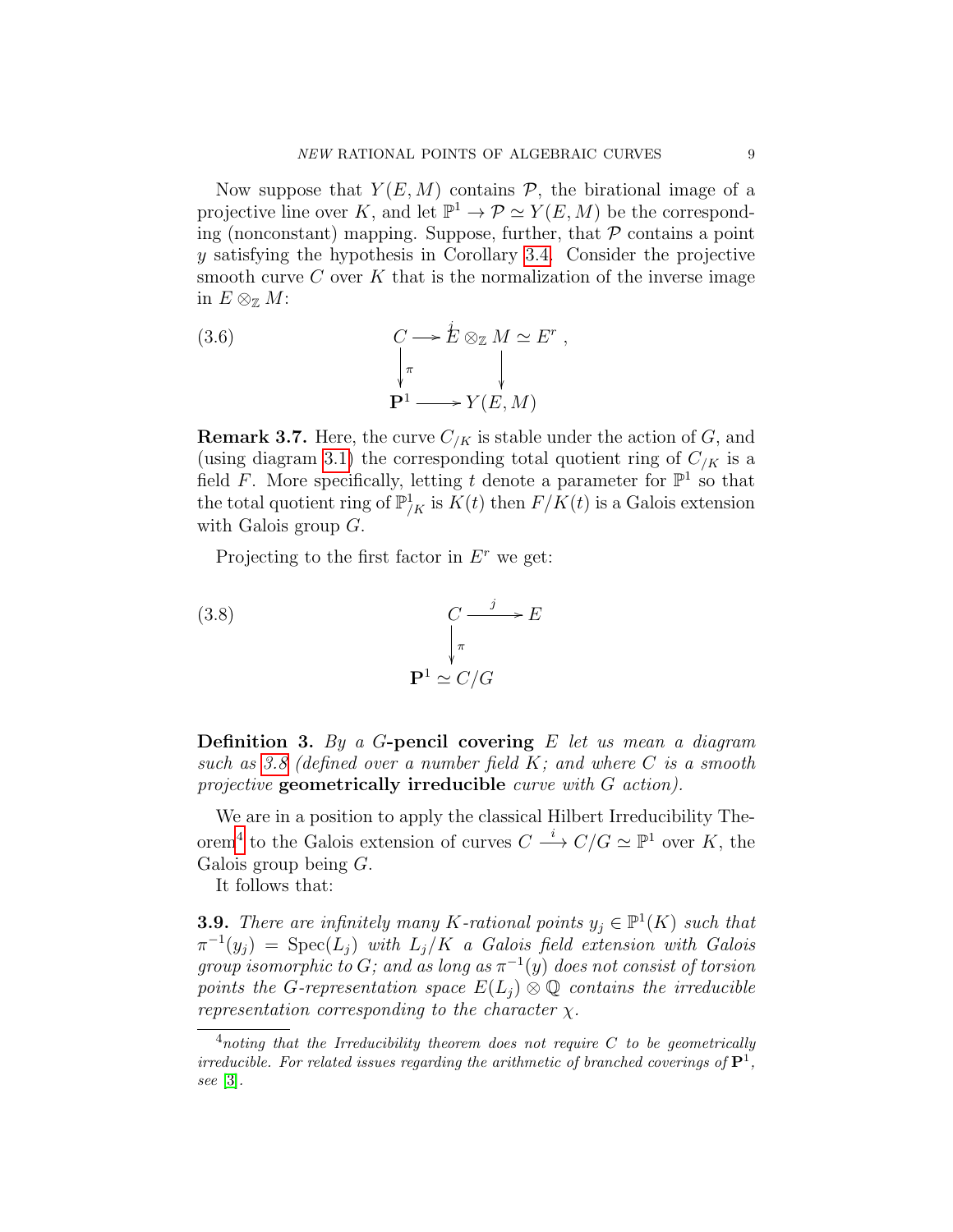Now suppose that $Y(E, M)$ contains $\mathcal{P}$, the birational image of a projective line over $K$, and let $\mathbb{P}^1 \to \mathcal{P} \simeq Y(E, M)$ be the corresponding (nonconstant) mapping. Suppose, further, that $\mathcal{P}$ contains a point $y$ satisfying the hypothesis in Corollary 3.4. Consider the projective smooth curve $C$ over $K$ that is the normalization of the inverse image in $E \otimes_{\mathbb{Z}} M$:

$$
\begin{array}{ccc}
C & \xrightarrow{j} & E \otimes_{\mathbb{Z}} M \simeq E^r , \\
\downarrow{\scriptstyle \pi} & & \downarrow \\
\mathbf{P}^1 & \longrightarrow & Y(E, M)
\end{array}
\tag{3.6}
$$

**Remark 3.7.** Here, the curve $C_{/K}$ is stable under the action of $G$, and (using diagram 3.1) the corresponding total quotient ring of $C_{/K}$ is a field $F$. More specifically, letting $t$ denote a parameter for $\mathbb{P}^1$ so that the total quotient ring of $\mathbb{P}^1_{/K}$ is $K(t)$ then $F/K(t)$ is a Galois extension with Galois group $G$.

Projecting to the first factor in $E^r$ we get:

$$
\begin{array}{ccc}
C & \xrightarrow{j} & E \\
\downarrow{\scriptstyle \pi} & & \\
\mathbf{P}^1 \simeq C/G & &
\end{array}
\tag{3.8}
$$

**Definition 3.** *By a $G$-**pencil covering** $E$ let us mean a diagram such as 3.8 (defined over a number field $K$; and where $C$ is a smooth projective* **geometrically irreducible** *curve with $G$ action).*

We are in a position to apply the classical Hilbert Irreducibility Theorem[4] to the Galois extension of curves $C \xrightarrow{i} C/G \simeq \mathbb{P}^1$ over $K$, the Galois group being $G$.

It follows that:

**3.9.** *There are infinitely many $K$-rational points $y_j \in \mathbb{P}^1(K)$ such that $\pi^{-1}(y_j) = \mathrm{Spec}(L_j)$ with $L_j/K$ a Galois field extension with Galois group isomorphic to $G$; and as long as $\pi^{-1}(y)$ does not consist of torsion points the $G$-representation space $E(L_j) \otimes \mathbb{Q}$ contains the irreducible representation corresponding to the character $\chi$.*

---

[4] *noting that the Irreducibility theorem does not require $C$ to be geometrically irreducible. For related issues regarding the arithmetic of branched coverings of $\mathbf{P}^1$, see [3].*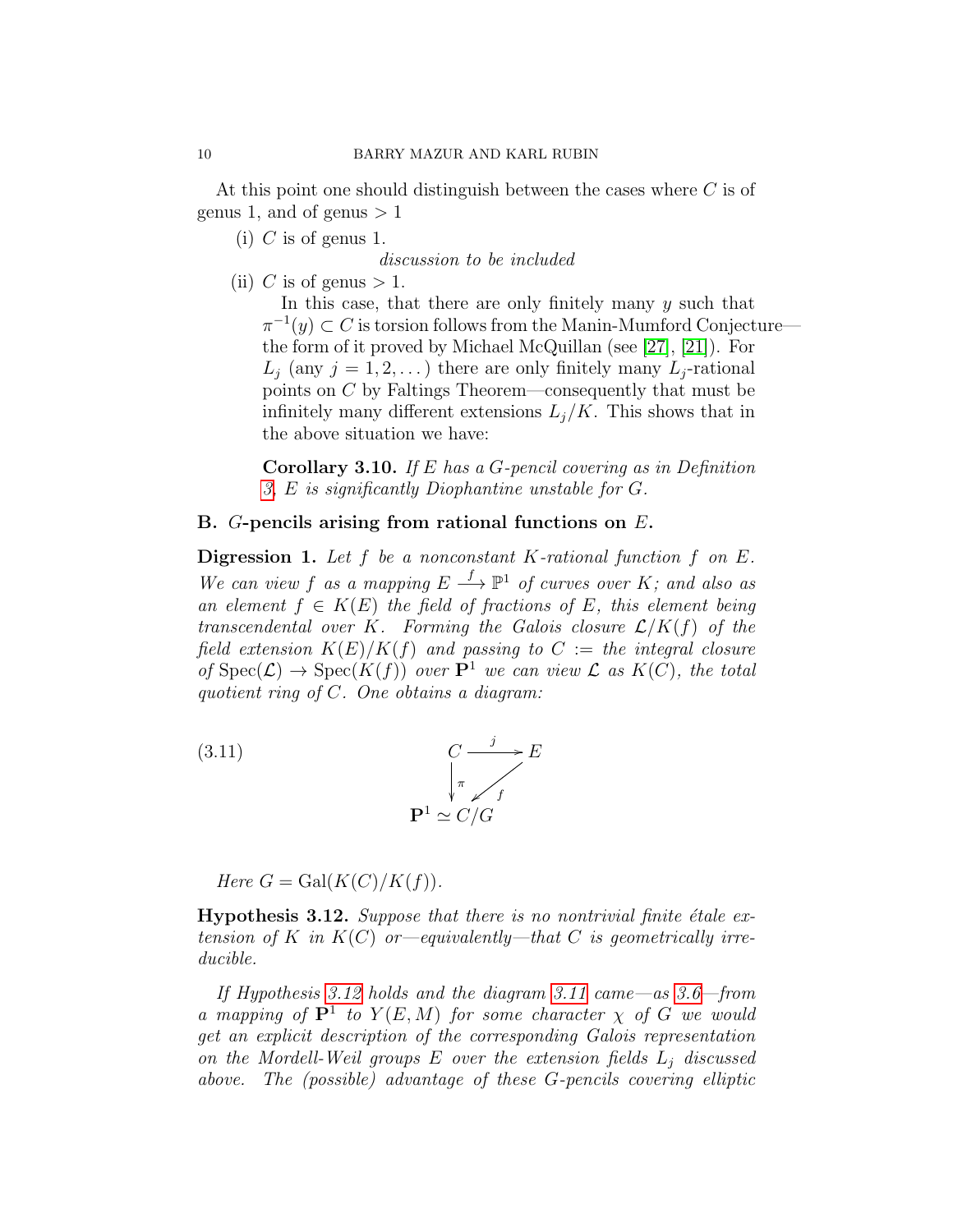At this point one should distinguish between the cases where $C$ is of genus 1, and of genus $> 1$

(i) $C$ is of genus 1.

*discussion to be included*

(ii) $C$ is of genus $> 1$.

In this case, that there are only finitely many $y$ such that $\pi^{-1}(y) \subset C$ is torsion follows from the Manin-Mumford Conjecture—the form of it proved by Michael McQuillan (see [27], [21]). For $L_j$ (any $j = 1, 2, \dots$) there are only finitely many $L_j$-rational points on $C$ by Faltings Theorem—consequently that must be infinitely many different extensions $L_j/K$. This shows that in the above situation we have:

**Corollary 3.10.** *If $E$ has a $G$-pencil covering as in Definition 3, $E$ is significantly Diophantine unstable for $G$.*

**B. $G$-pencils arising from rational functions on $E$.**

**Digression 1.** *Let $f$ be a nonconstant $K$-rational function $f$ on $E$. We can view $f$ as a mapping $E \xrightarrow{f} \mathbb{P}^1$ of curves over $K$; and also as an element $f \in K(E)$ the field of fractions of $E$, this element being transcendental over $K$. Forming the Galois closure $\mathcal{L}/K(f)$ of the field extension $K(E)/K(f)$ and passing to $C :=$ the integral closure of $\operatorname{Spec}(\mathcal{L}) \to \operatorname{Spec}(K(f))$ over $\mathbf{P}^1$ we can view $\mathcal{L}$ as $K(C)$, the total quotient ring of $C$. One obtains a diagram:*

$$
\begin{array}{ccc}
C & \xrightarrow{\ j\ } & E \\
\downarrow{\scriptstyle \pi} & \swarrow{\scriptstyle f} & \\
\mathbf{P}^1 \simeq C/G & &
\end{array}
\tag{3.11}
$$

*Here $G = \operatorname{Gal}(K(C)/K(f))$.*

**Hypothesis 3.12.** *Suppose that there is no nontrivial finite étale extension of $K$ in $K(C)$ or—equivalently—that $C$ is geometrically irreducible.*

*If Hypothesis 3.12 holds and the diagram 3.11 came—as 3.6—from a mapping of $\mathbf{P}^1$ to $Y(E, M)$ for some character $\chi$ of $G$ we would get an explicit description of the corresponding Galois representation on the Mordell-Weil groups $E$ over the extension fields $L_j$ discussed above. The (possible) advantage of these $G$-pencils covering elliptic*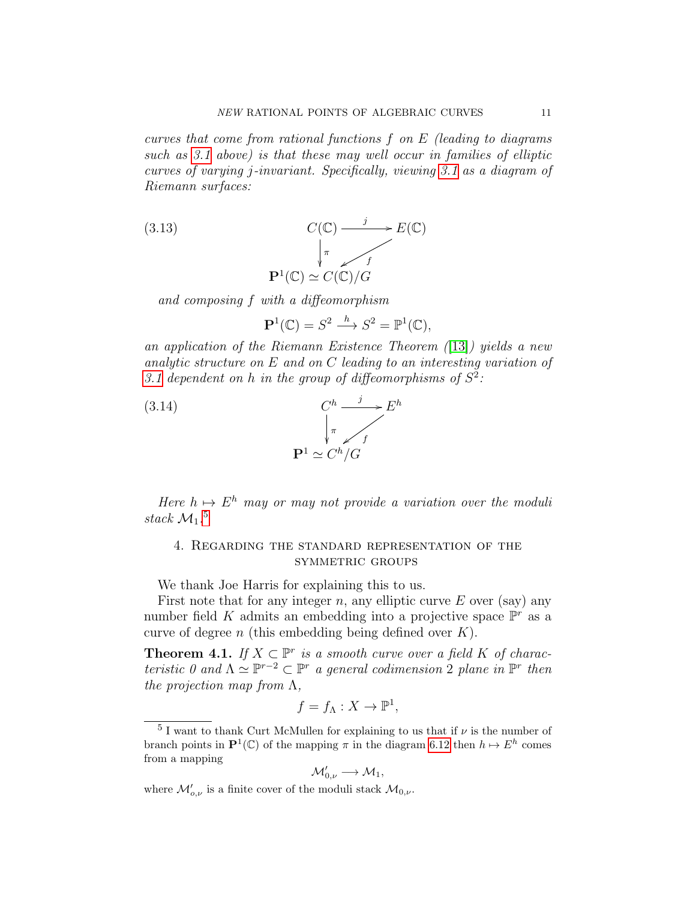*curves that come from rational functions $f$ on $E$ (leading to diagrams such as 3.1 above) is that these may well occur in families of elliptic curves of varying $j$-invariant. Specifically, viewing 3.1 as a diagram of Riemann surfaces:*

$$
\text{(3.13)} \qquad \begin{array}{ccc} C(\mathbb{C}) & \xrightarrow{\;j\;} & E(\mathbb{C}) \\ \downarrow{\scriptstyle \pi} & \swarrow{\scriptstyle f} & \\ \mathbf{P}^1(\mathbb{C}) \simeq C(\mathbb{C})/G & & \end{array}
$$

*and composing $f$ with a diffeomorphism*

$$\mathbf{P}^1(\mathbb{C}) = S^2 \xrightarrow{\;h\;} S^2 = \mathbb{P}^1(\mathbb{C}),$$

*an application of the Riemann Existence Theorem ([13]) yields a new analytic structure on $E$ and on $C$ leading to an interesting variation of 3.1 dependent on $h$ in the group of diffeomorphisms of $S^2$:*

$$
\text{(3.14)} \qquad \begin{array}{ccc} C^h & \xrightarrow{\;j\;} & E^h \\ \downarrow{\scriptstyle \pi} & \swarrow{\scriptstyle f} & \\ \mathbf{P}^1 \simeq C^h/G & & \end{array}
$$

*Here $h \mapsto E^h$ may or may not provide a variation over the moduli stack $\mathcal{M}_1$.*[5]

## 4. Regarding the standard representation of the symmetric groups

We thank Joe Harris for explaining this to us.

First note that for any integer $n$, any elliptic curve $E$ over (say) any number field $K$ admits an embedding into a projective space $\mathbb{P}^r$ as a curve of degree $n$ (this embedding being defined over $K$).

**Theorem 4.1.** *If $X \subset \mathbb{P}^r$ is a smooth curve over a field $K$ of characteristic 0 and $\Lambda \simeq \mathbb{P}^{r-2} \subset \mathbb{P}^r$ a general codimension 2 plane in $\mathbb{P}^r$ then the projection map from $\Lambda$,*

$$f = f_\Lambda : X \to \mathbb{P}^1,$$

---

[5] I want to thank Curt McMullen for explaining to us that if $\nu$ is the number of branch points in $\mathbf{P}^1(\mathbb{C})$ of the mapping $\pi$ in the diagram 6.12 then $h \mapsto E^h$ comes from a mapping

$$\mathcal{M}'_{0,\nu} \longrightarrow \mathcal{M}_1,$$

where $\mathcal{M}'_{o,\nu}$ is a finite cover of the moduli stack $\mathcal{M}_{0,\nu}$.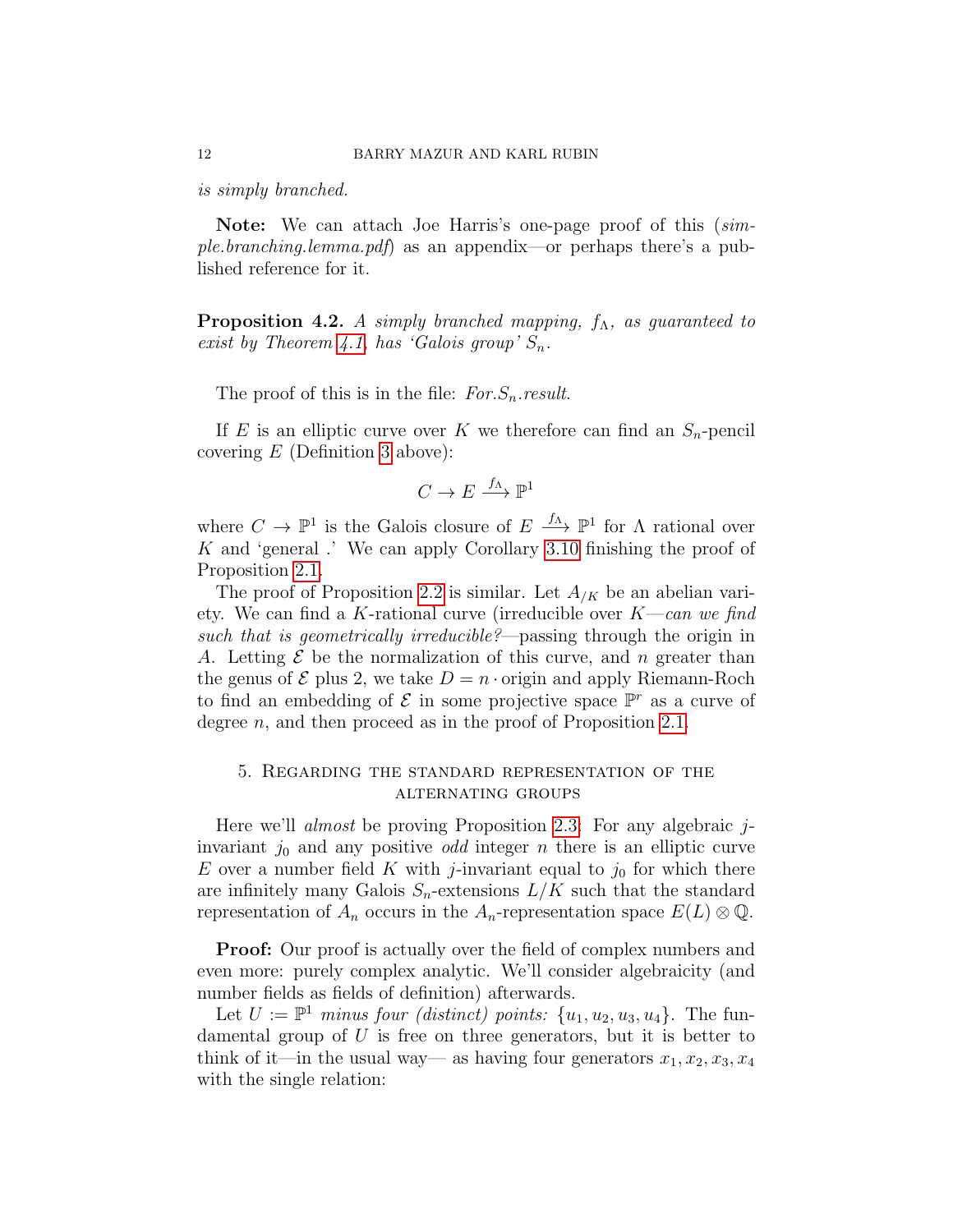*is simply branched.*

**Note:** We can attach Joe Harris's one-page proof of this (*simple.branching.lemma.pdf*) as an appendix—or perhaps there's a published reference for it.

**Proposition 4.2.** *A simply branched mapping, $f_\Lambda$, as guaranteed to exist by Theorem 4.1, has 'Galois group' $S_n$.*

The proof of this is in the file: *For.$S_n$.result*.

If $E$ is an elliptic curve over $K$ we therefore can find an $S_n$-pencil covering $E$ (Definition 3 above):

$$C \to E \xrightarrow{f_\Lambda} \mathbb{P}^1$$

where $C \to \mathbb{P}^1$ is the Galois closure of $E \xrightarrow{f_\Lambda} \mathbb{P}^1$ for $\Lambda$ rational over $K$ and 'general .' We can apply Corollary 3.10 finishing the proof of Proposition 2.1.

The proof of Proposition 2.2 is similar. Let $A_{/K}$ be an abelian variety. We can find a $K$-rational curve (irreducible over $K$—*can we find such that is geometrically irreducible?*—passing through the origin in $A$. Letting $\mathcal{E}$ be the normalization of this curve, and $n$ greater than the genus of $\mathcal{E}$ plus 2, we take $D = n \cdot \text{origin}$ and apply Riemann-Roch to find an embedding of $\mathcal{E}$ in some projective space $\mathbb{P}^r$ as a curve of degree $n$, and then proceed as in the proof of Proposition 2.1.

## 5. Regarding the standard representation of the alternating groups

Here we'll *almost* be proving Proposition 2.3: For any algebraic $j$-invariant $j_0$ and any positive *odd* integer $n$ there is an elliptic curve $E$ over a number field $K$ with $j$-invariant equal to $j_0$ for which there are infinitely many Galois $S_n$-extensions $L/K$ such that the standard representation of $A_n$ occurs in the $A_n$-representation space $E(L) \otimes \mathbb{Q}$.

**Proof:** Our proof is actually over the field of complex numbers and even more: purely complex analytic. We'll consider algebraicity (and number fields as fields of definition) afterwards.

Let $U := \mathbb{P}^1$ *minus four (distinct) points:* $\{u_1, u_2, u_3, u_4\}$. The fundamental group of $U$ is free on three generators, but it is better to think of it—in the usual way— as having four generators $x_1, x_2, x_3, x_4$ with the single relation: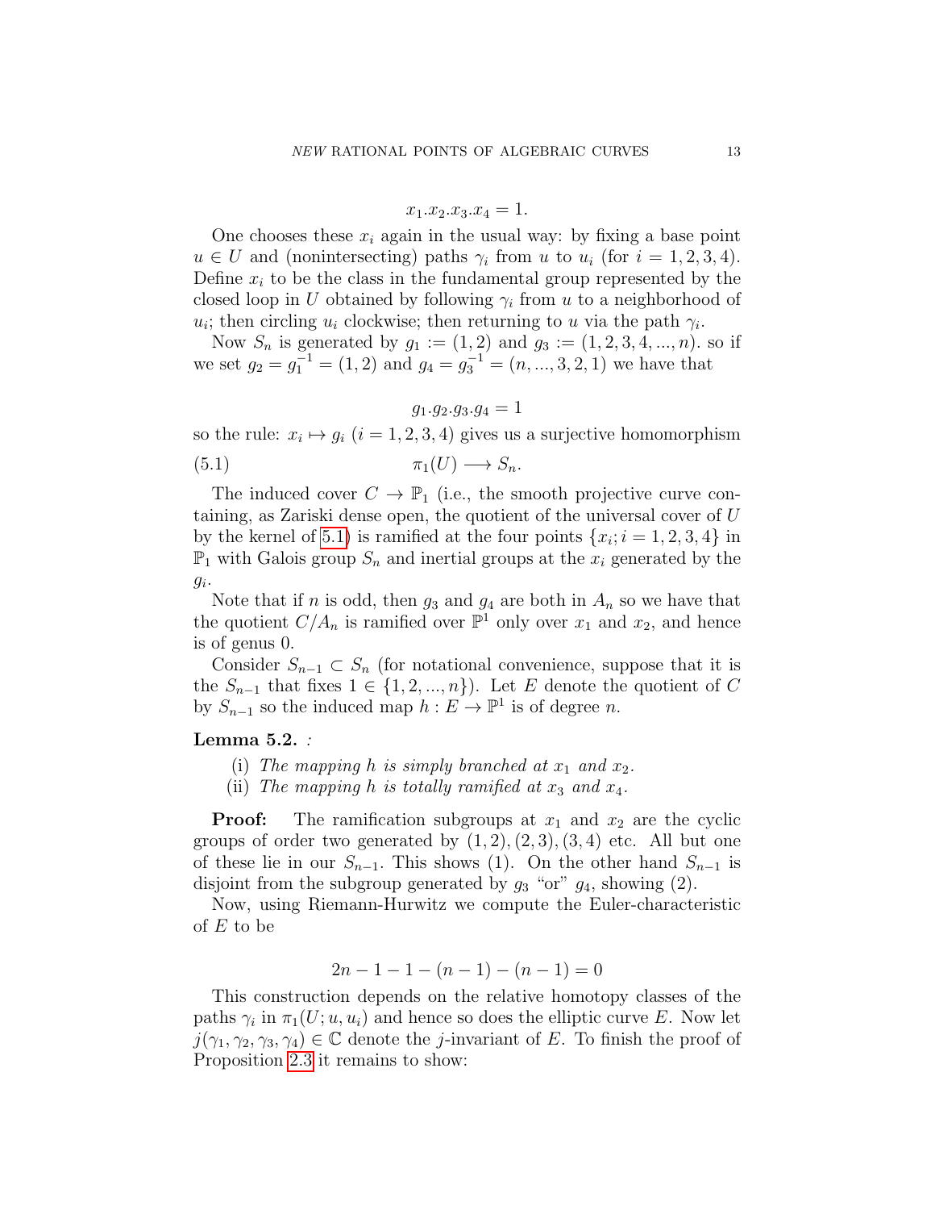$$x_1.x_2.x_3.x_4 = 1.$$

One chooses these $x_i$ again in the usual way: by fixing a base point $u \in U$ and (nonintersecting) paths $\gamma_i$ from $u$ to $u_i$ (for $i = 1, 2, 3, 4$). Define $x_i$ to be the class in the fundamental group represented by the closed loop in $U$ obtained by following $\gamma_i$ from $u$ to a neighborhood of $u_i$; then circling $u_i$ clockwise; then returning to $u$ via the path $\gamma_i$.

Now $S_n$ is generated by $g_1 := (1, 2)$ and $g_3 := (1, 2, 3, 4, ..., n)$. so if we set $g_2 = g_1^{-1} = (1, 2)$ and $g_4 = g_3^{-1} = (n, ..., 3, 2, 1)$ we have that

$$g_1.g_2.g_3.g_4 = 1$$

so the rule: $x_i \mapsto g_i$ ($i = 1, 2, 3, 4$) gives us a surjective homomorphism

$$\pi_1(U) \longrightarrow S_n. \tag{5.1}$$

The induced cover $C \to \mathbb{P}_1$ (i.e., the smooth projective curve containing, as Zariski dense open, the quotient of the universal cover of $U$ by the kernel of 5.1) is ramified at the four points $\{x_i; i = 1, 2, 3, 4\}$ in $\mathbb{P}_1$ with Galois group $S_n$ and inertial groups at the $x_i$ generated by the $g_i$.

Note that if $n$ is odd, then $g_3$ and $g_4$ are both in $A_n$ so we have that the quotient $C/A_n$ is ramified over $\mathbb{P}^1$ only over $x_1$ and $x_2$, and hence is of genus 0.

Consider $S_{n-1} \subset S_n$ (for notational convenience, suppose that it is the $S_{n-1}$ that fixes $1 \in \{1, 2, ..., n\}$). Let $E$ denote the quotient of $C$ by $S_{n-1}$ so the induced map $h : E \to \mathbb{P}^1$ is of degree $n$.

**Lemma 5.2.** *:*

(i) *The mapping $h$ is simply branched at $x_1$ and $x_2$.*

(ii) *The mapping $h$ is totally ramified at $x_3$ and $x_4$.*

**Proof:** The ramification subgroups at $x_1$ and $x_2$ are the cyclic groups of order two generated by $(1, 2), (2, 3), (3, 4)$ etc. All but one of these lie in our $S_{n-1}$. This shows (1). On the other hand $S_{n-1}$ is disjoint from the subgroup generated by $g_3$ "or" $g_4$, showing (2).

Now, using Riemann-Hurwitz we compute the Euler-characteristic of $E$ to be

$$2n - 1 - 1 - (n - 1) - (n - 1) = 0$$

This construction depends on the relative homotopy classes of the paths $\gamma_i$ in $\pi_1(U; u, u_i)$ and hence so does the elliptic curve $E$. Now let $j(\gamma_1, \gamma_2, \gamma_3, \gamma_4) \in \mathbb{C}$ denote the $j$-invariant of $E$. To finish the proof of Proposition 2.3 it remains to show: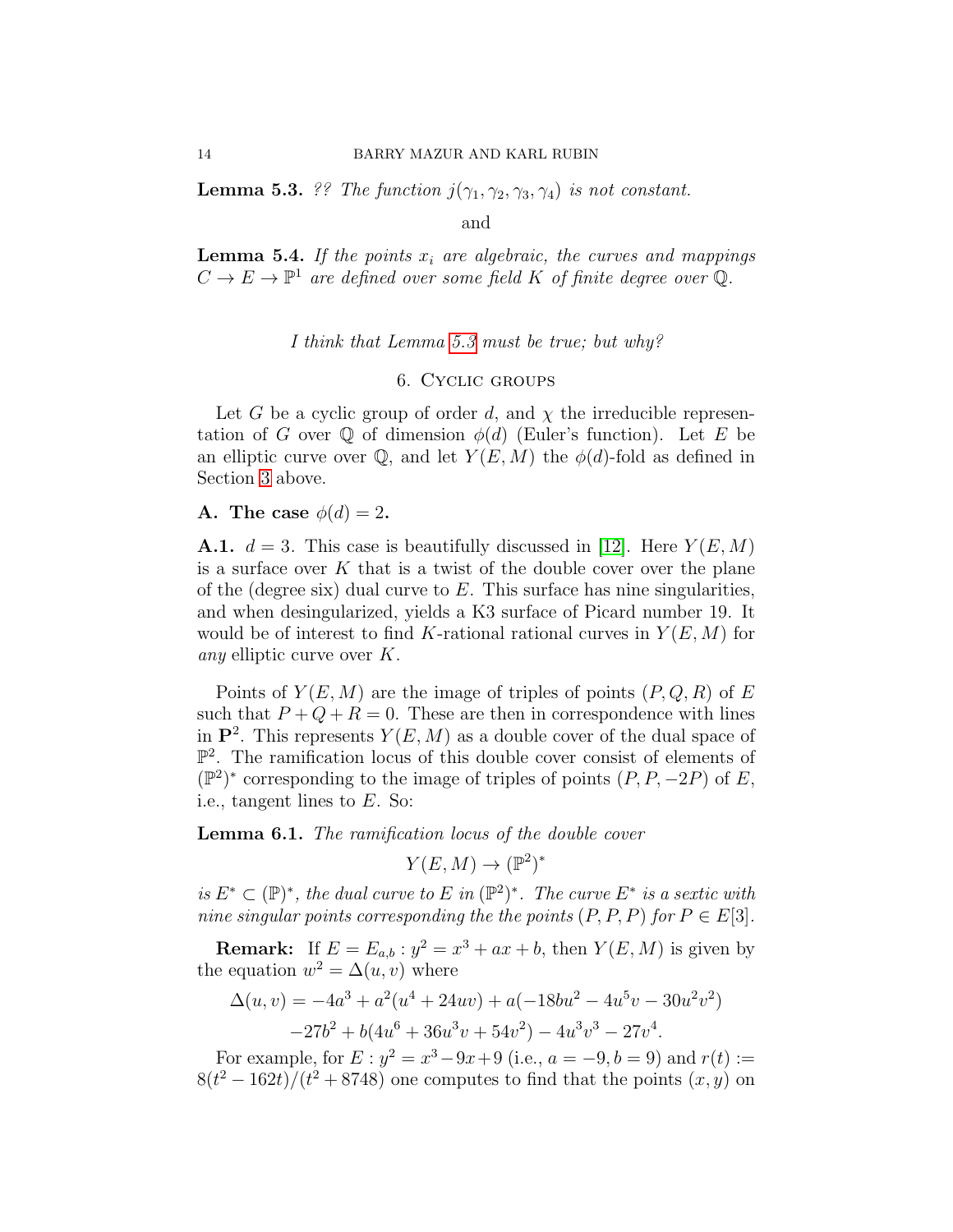**Lemma 5.3.** *?? The function $j(\gamma_1, \gamma_2, \gamma_3, \gamma_4)$ is not constant.*

and

**Lemma 5.4.** *If the points $x_i$ are algebraic, the curves and mappings $C \to E \to \mathbb{P}^1$ are defined over some field $K$ of finite degree over $\mathbb{Q}$.*

*I think that Lemma 5.3 must be true; but why?*

## 6. Cyclic groups

Let $G$ be a cyclic group of order $d$, and $\chi$ the irreducible representation of $G$ over $\mathbb{Q}$ of dimension $\phi(d)$ (Euler's function). Let $E$ be an elliptic curve over $\mathbb{Q}$, and let $Y(E, M)$ the $\phi(d)$-fold as defined in Section 3 above.

### A. The case $\phi(d) = 2$.

**A.1.** $d = 3$. This case is beautifully discussed in [12]. Here $Y(E, M)$ is a surface over $K$ that is a twist of the double cover over the plane of the (degree six) dual curve to $E$. This surface has nine singularities, and when desingularized, yields a K3 surface of Picard number 19. It would be of interest to find $K$-rational rational curves in $Y(E, M)$ for *any* elliptic curve over $K$.

Points of $Y(E, M)$ are the image of triples of points $(P, Q, R)$ of $E$ such that $P + Q + R = 0$. These are then in correspondence with lines in $\mathbf{P}^2$. This represents $Y(E, M)$ as a double cover of the dual space of $\mathbb{P}^2$. The ramification locus of this double cover consist of elements of $(\mathbb{P}^2)^*$ corresponding to the image of triples of points $(P, P, -2P)$ of $E$, i.e., tangent lines to $E$. So:

**Lemma 6.1.** *The ramification locus of the double cover*

$$Y(E, M) \to (\mathbb{P}^2)^*$$

*is $E^* \subset (\mathbb{P})^*$, the dual curve to $E$ in $(\mathbb{P}^2)^*$. The curve $E^*$ is a sextic with nine singular points corresponding the the points $(P, P, P)$ for $P \in E[3]$.*

**Remark:** If $E = E_{a,b} : y^2 = x^3 + ax + b$, then $Y(E, M)$ is given by the equation $w^2 = \Delta(u, v)$ where

$$\Delta(u, v) = -4a^3 + a^2(u^4 + 24uv) + a(-18bu^2 - 4u^5v - 30u^2v^2)$$
$$-27b^2 + b(4u^6 + 36u^3v + 54v^2) - 4u^3v^3 - 27v^4.$$

For example, for $E : y^2 = x^3 - 9x + 9$ (i.e., $a = -9, b = 9$) and $r(t) := 8(t^2 - 162t)/(t^2 + 8748)$ one computes to find that the points $(x, y)$ on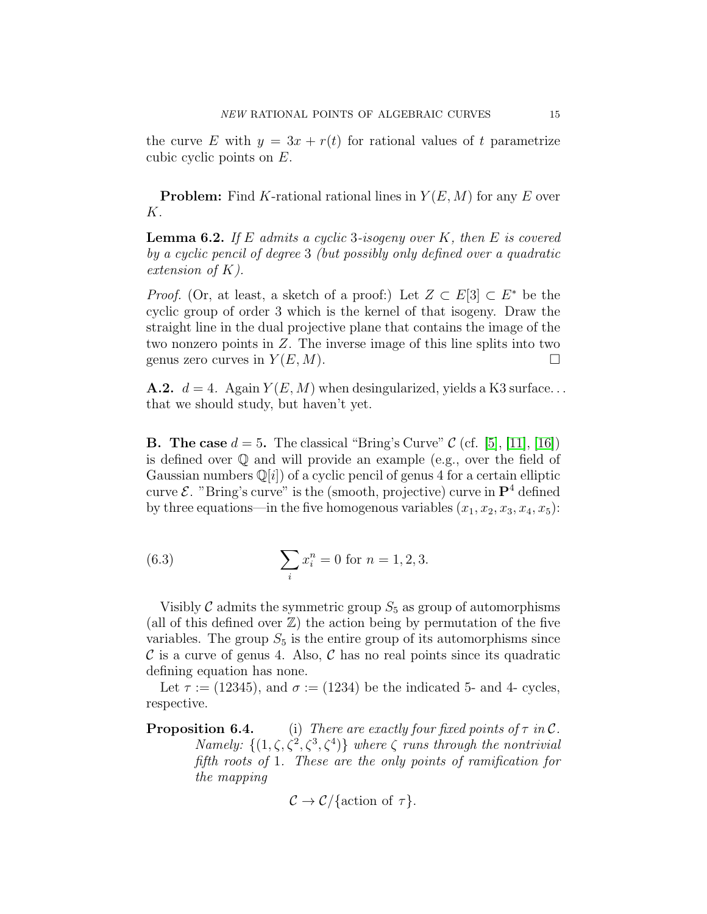the curve $E$ with $y = 3x + r(t)$ for rational values of $t$ parametrize cubic cyclic points on $E$.

**Problem:** Find $K$-rational rational lines in $Y(E, M)$ for any $E$ over $K$.

**Lemma 6.2.** *If $E$ admits a cyclic 3-isogeny over $K$, then $E$ is covered by a cyclic pencil of degree 3 (but possibly only defined over a quadratic extension of $K$).*

*Proof.* (Or, at least, a sketch of a proof:) Let $Z \subset E[3] \subset E^*$ be the cyclic group of order 3 which is the kernel of that isogeny. Draw the straight line in the dual projective plane that contains the image of the two nonzero points in $Z$. The inverse image of this line splits into two genus zero curves in $Y(E, M)$. □

**A.2.** $d = 4$. Again $Y(E, M)$ when desingularized, yields a K3 surface... that we should study, but haven't yet.

**B. The case $d = 5$.** The classical "Bring's Curve" $\mathcal{C}$ (cf. [5], [11], [16]) is defined over $\mathbb{Q}$ and will provide an example (e.g., over the field of Gaussian numbers $\mathbb{Q}[i]$) of a cyclic pencil of genus 4 for a certain elliptic curve $\mathcal{E}$. "Bring's curve" is the (smooth, projective) curve in $\mathbf{P}^4$ defined by three equations—in the five homogenous variables $(x_1, x_2, x_3, x_4, x_5)$:

$$\sum_i x_i^n = 0 \text{ for } n = 1, 2, 3. \tag{6.3}$$

Visibly $\mathcal{C}$ admits the symmetric group $S_5$ as group of automorphisms (all of this defined over $\mathbb{Z}$) the action being by permutation of the five variables. The group $S_5$ is the entire group of its automorphisms since $\mathcal{C}$ is a curve of genus 4. Also, $\mathcal{C}$ has no real points since its quadratic defining equation has none.

Let $\tau := (12345)$, and $\sigma := (1234)$ be the indicated 5- and 4- cycles, respective.

**Proposition 6.4.** (i) *There are exactly four fixed points of $\tau$ in $\mathcal{C}$. Namely: $\{(1, \zeta, \zeta^2, \zeta^3, \zeta^4)\}$ where $\zeta$ runs through the nontrivial fifth roots of 1. These are the only points of ramification for the mapping*

$$\mathcal{C} \to \mathcal{C}/\{\text{action of } \tau\}.$$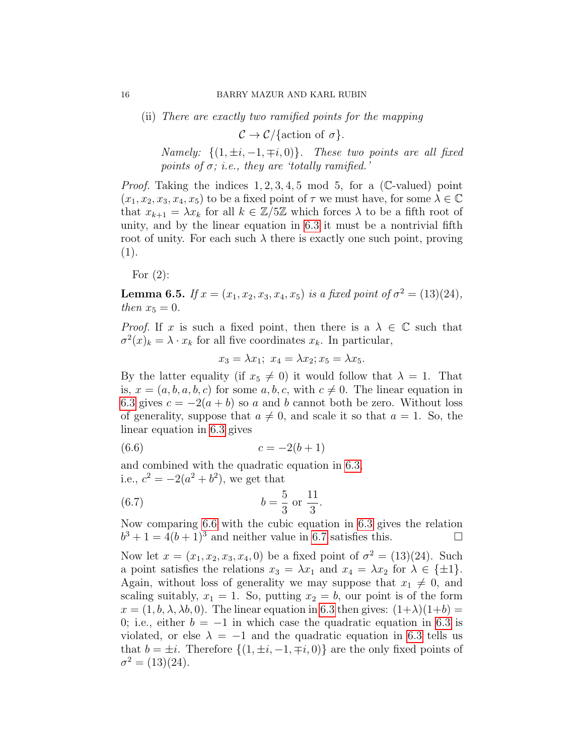(ii) *There are exactly two ramified points for the mapping*

$$\mathcal{C} \to \mathcal{C}/\{\text{action of } \sigma\}.$$

*Namely:* $\{(1, \pm i, -1, \mp i, 0)\}$. *These two points are all fixed points of* $\sigma$*; i.e., they are 'totally ramified.'*

*Proof.* Taking the indices $1, 2, 3, 4, 5$ mod 5, for a ($\mathbb{C}$-valued) point $(x_1, x_2, x_3, x_4, x_5)$ to be a fixed point of $\tau$ we must have, for some $\lambda \in \mathbb{C}$ that $x_{k+1} = \lambda x_k$ for all $k \in \mathbb{Z}/5\mathbb{Z}$ which forces $\lambda$ to be a fifth root of unity, and by the linear equation in 6.3 it must be a nontrivial fifth root of unity. For each such $\lambda$ there is exactly one such point, proving (1).

For (2):

**Lemma 6.5.** *If* $x = (x_1, x_2, x_3, x_4, x_5)$ *is a fixed point of* $\sigma^2 = (13)(24)$*, then* $x_5 = 0$*.*

*Proof.* If $x$ is such a fixed point, then there is a $\lambda \in \mathbb{C}$ such that $\sigma^2(x)_k = \lambda \cdot x_k$ for all five coordinates $x_k$. In particular,

$$x_3 = \lambda x_1;\ x_4 = \lambda x_2; x_5 = \lambda x_5.$$

By the latter equality (if $x_5 \neq 0$) it would follow that $\lambda = 1$. That is, $x = (a, b, a, b, c)$ for some $a, b, c$, with $c \neq 0$. The linear equation in 6.3 gives $c = -2(a + b)$ so $a$ and $b$ cannot both be zero. Without loss of generality, suppose that $a \neq 0$, and scale it so that $a = 1$. So, the linear equation in 6.3 gives

$$c = -2(b + 1) \tag{6.6}$$

and combined with the quadratic equation in 6.3,
i.e., $c^2 = -2(a^2 + b^2)$, we get that

$$b = \frac{5}{3} \text{ or } \frac{11}{3}. \tag{6.7}$$

Now comparing 6.6 with the cubic equation in 6.3 gives the relation $b^3 + 1 = 4(b + 1)^3$ and neither value in 6.7 satisfies this. $\square$

Now let $x = (x_1, x_2, x_3, x_4, 0)$ be a fixed point of $\sigma^2 = (13)(24)$. Such a point satisfies the relations $x_3 = \lambda x_1$ and $x_4 = \lambda x_2$ for $\lambda \in \{\pm 1\}$. Again, without loss of generality we may suppose that $x_1 \neq 0$, and scaling suitably, $x_1 = 1$. So, putting $x_2 = b$, our point is of the form $x = (1, b, \lambda, \lambda b, 0)$. The linear equation in 6.3 then gives: $(1+\lambda)(1+b) = 0$; i.e., either $b = -1$ in which case the quadratic equation in 6.3 is violated, or else $\lambda = -1$ and the quadratic equation in 6.3 tells us that $b = \pm i$. Therefore $\{(1, \pm i, -1, \mp i, 0)\}$ are the only fixed points of $\sigma^2 = (13)(24)$.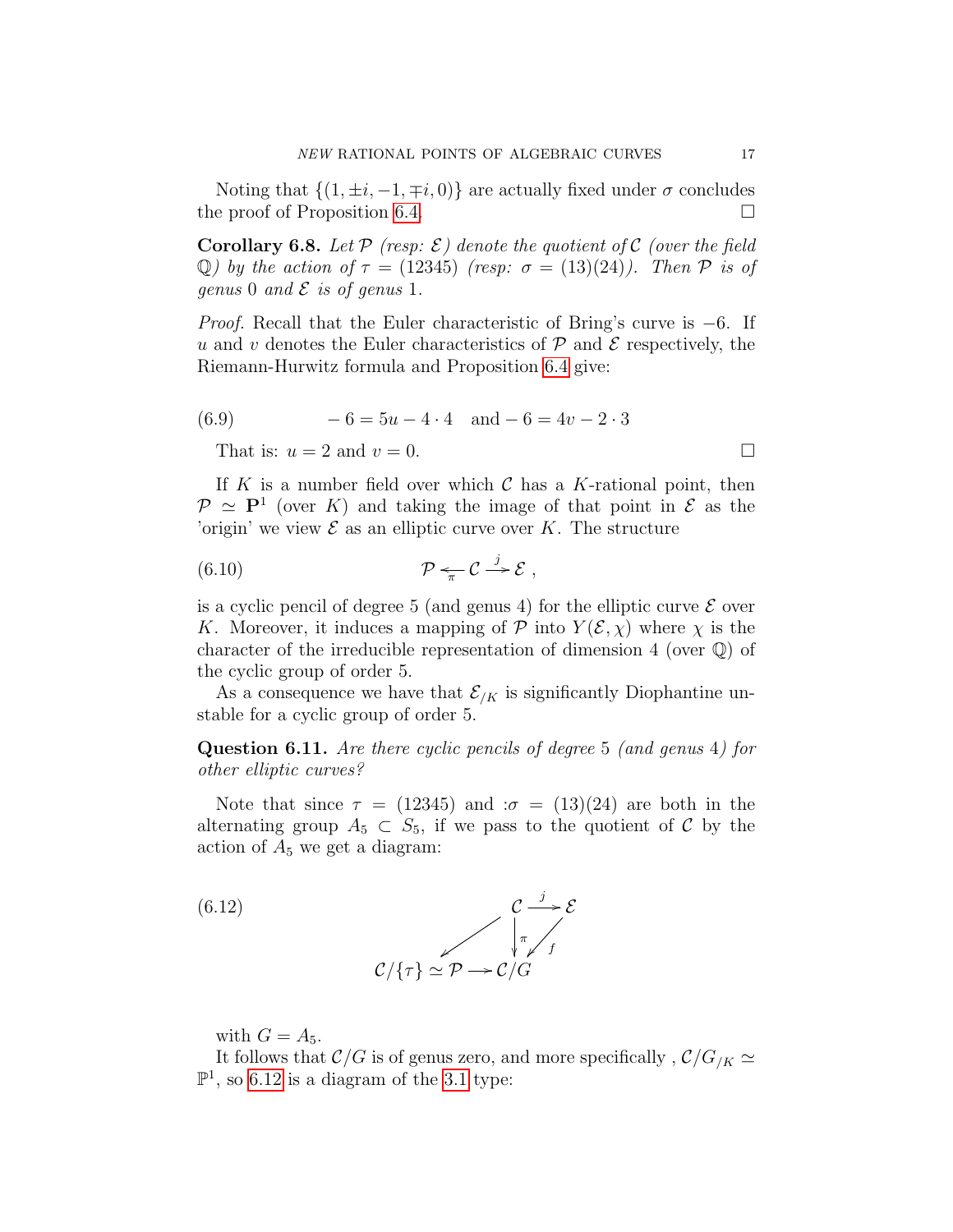Noting that $\{(1, \pm i, -1, \mp i, 0)\}$ are actually fixed under $\sigma$ concludes the proof of Proposition 6.4. $\square$

**Corollary 6.8.** *Let $\mathcal{P}$ (resp: $\mathcal{E}$) denote the quotient of $\mathcal{C}$ (over the field $\mathbb{Q}$) by the action of $\tau = (12345)$ (resp: $\sigma = (13)(24)$). Then $\mathcal{P}$ is of genus 0 and $\mathcal{E}$ is of genus 1.*

*Proof.* Recall that the Euler characteristic of Bring's curve is $-6$. If $u$ and $v$ denotes the Euler characteristics of $\mathcal{P}$ and $\mathcal{E}$ respectively, the Riemann-Hurwitz formula and Proposition 6.4 give:

$$-6 = 5u - 4 \cdot 4 \quad \text{and} -6 = 4v - 2 \cdot 3 \tag{6.9}$$

That is: $u = 2$ and $v = 0$. $\square$

If $K$ is a number field over which $\mathcal{C}$ has a $K$-rational point, then $\mathcal{P} \simeq \mathbf{P}^1$ (over $K$) and taking the image of that point in $\mathcal{E}$ as the 'origin' we view $\mathcal{E}$ as an elliptic curve over $K$. The structure

$$\mathcal{P} \xleftarrow{\pi} \mathcal{C} \xrightarrow{j} \mathcal{E}\ , \tag{6.10}$$

is a cyclic pencil of degree 5 (and genus 4) for the elliptic curve $\mathcal{E}$ over $K$. Moreover, it induces a mapping of $\mathcal{P}$ into $Y(\mathcal{E}, \chi)$ where $\chi$ is the character of the irreducible representation of dimension 4 (over $\mathbb{Q}$) of the cyclic group of order 5.

As a consequence we have that $\mathcal{E}_{/K}$ is significantly Diophantine unstable for a cyclic group of order 5.

**Question 6.11.** *Are there cyclic pencils of degree 5 (and genus 4) for other elliptic curves?*

Note that since $\tau = (12345)$ and $:\sigma = (13)(24)$ are both in the alternating group $A_5 \subset S_5$, if we pass to the quotient of $\mathcal{C}$ by the action of $A_5$ we get a diagram:

$$\begin{array}{ccccc} & & \mathcal{C} & \xrightarrow{j} & \mathcal{E} \\ & \swarrow & \downarrow \pi & \swarrow f & \\ \mathcal{C}/\{\tau\} \simeq \mathcal{P} & \longrightarrow & \mathcal{C}/G & & \end{array} \tag{6.12}$$

with $G = A_5$.

It follows that $\mathcal{C}/G$ is of genus zero, and more specifically , $\mathcal{C}/G_{/K} \simeq \mathbb{P}^1$, so 6.12 is a diagram of the 3.1 type: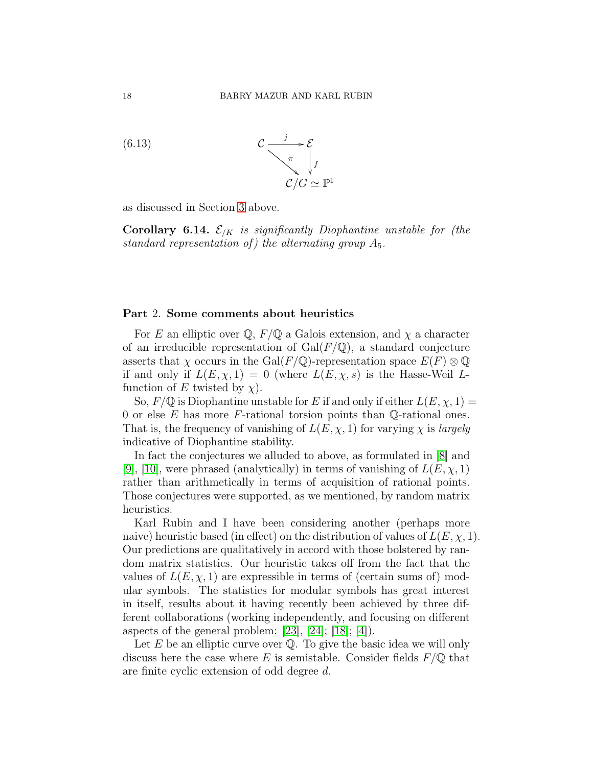(6.13)
$$\begin{array}{ccc} \mathcal{C} & \xrightarrow{j} & \mathcal{E} \\ & \searrow^{\pi} & \downarrow f \\ & & \mathcal{C}/G \simeq \mathbb{P}^1 \end{array}$$

as discussed in Section 3 above.

**Corollary 6.14.** *$\mathcal{E}_{/K}$ is significantly Diophantine unstable for (the standard representation of) the alternating group $A_5$.*

## Part 2. Some comments about heuristics

For $E$ an elliptic over $\mathbb{Q}$, $F/\mathbb{Q}$ a Galois extension, and $\chi$ a character of an irreducible representation of $\mathrm{Gal}(F/\mathbb{Q})$, a standard conjecture asserts that $\chi$ occurs in the $\mathrm{Gal}(F/\mathbb{Q})$-representation space $E(F) \otimes \mathbb{Q}$ if and only if $L(E, \chi, 1) = 0$ (where $L(E, \chi, s)$ is the Hasse-Weil $L$-function of $E$ twisted by $\chi$).

So, $F/\mathbb{Q}$ is Diophantine unstable for $E$ if and only if either $L(E, \chi, 1) = 0$ or else $E$ has more $F$-rational torsion points than $\mathbb{Q}$-rational ones. That is, the frequency of vanishing of $L(E, \chi, 1)$ for varying $\chi$ is *largely* indicative of Diophantine stability.

In fact the conjectures we alluded to above, as formulated in [8] and [9], [10], were phrased (analytically) in terms of vanishing of $L(E, \chi, 1)$ rather than arithmetically in terms of acquisition of rational points. Those conjectures were supported, as we mentioned, by random matrix heuristics.

Karl Rubin and I have been considering another (perhaps more naive) heuristic based (in effect) on the distribution of values of $L(E, \chi, 1)$. Our predictions are qualitatively in accord with those bolstered by random matrix statistics. Our heuristic takes off from the fact that the values of $L(E, \chi, 1)$ are expressible in terms of (certain sums of) modular symbols. The statistics for modular symbols has great interest in itself, results about it having recently been achieved by three different collaborations (working independently, and focusing on different aspects of the general problem: [23], [24]; [18]; [4]).

Let $E$ be an elliptic curve over $\mathbb{Q}$. To give the basic idea we will only discuss here the case where $E$ is semistable. Consider fields $F/\mathbb{Q}$ that are finite cyclic extension of odd degree $d$.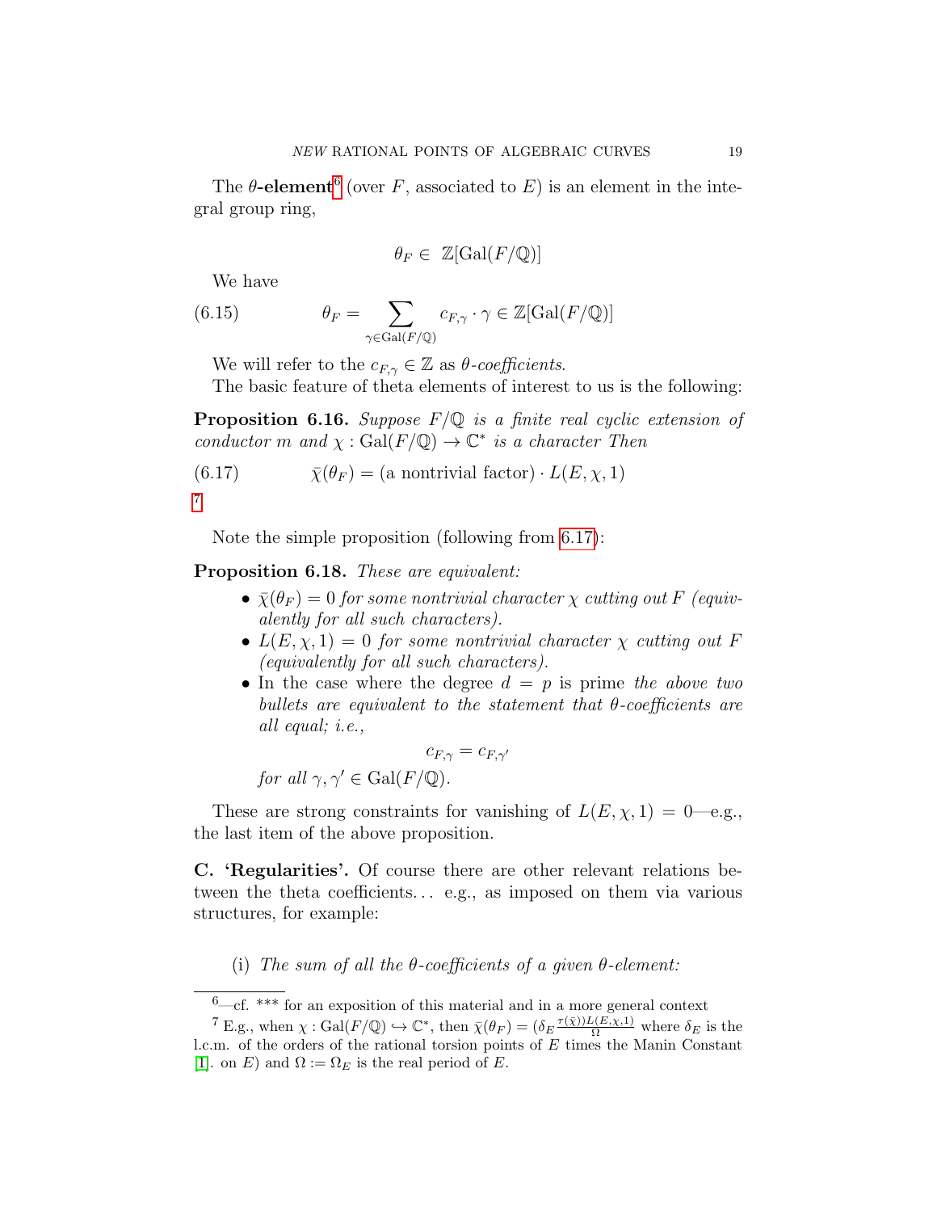The **$\theta$-element**[6] (over $F$, associated to $E$) is an element in the integral group ring,

$$\theta_F \in \mathbb{Z}[\mathrm{Gal}(F/\mathbb{Q})]$$

We have

$$\theta_F = \sum_{\gamma \in \mathrm{Gal}(F/\mathbb{Q})} c_{F,\gamma} \cdot \gamma \in \mathbb{Z}[\mathrm{Gal}(F/\mathbb{Q})] \tag{6.15}$$

We will refer to the $c_{F,\gamma} \in \mathbb{Z}$ as *$\theta$-coefficients.*

The basic feature of theta elements of interest to us is the following:

**Proposition 6.16.** *Suppose $F/\mathbb{Q}$ is a finite real cyclic extension of conductor $m$ and $\chi : \mathrm{Gal}(F/\mathbb{Q}) \to \mathbb{C}^*$ is a character Then*

$$\bar{\chi}(\theta_F) = (\text{a nontrivial factor}) \cdot L(E, \chi, 1) \tag{6.17}$$

[7]

Note the simple proposition (following from 6.17):

**Proposition 6.18.** *These are equivalent:*

- *$\bar{\chi}(\theta_F) = 0$ for some nontrivial character $\chi$ cutting out $F$ (equivalently for all such characters).*
- *$L(E, \chi, 1) = 0$ for some nontrivial character $\chi$ cutting out $F$ (equivalently for all such characters).*
- In the case where the degree $d = p$ is prime *the above two bullets are equivalent to the statement that $\theta$-coefficients are all equal; i.e.,*

  $$c_{F,\gamma} = c_{F,\gamma'}$$

  *for all $\gamma, \gamma' \in \mathrm{Gal}(F/\mathbb{Q})$.*

These are strong constraints for vanishing of $L(E, \chi, 1) = 0$—e.g., the last item of the above proposition.

**C. 'Regularities'.** Of course there are other relevant relations between the theta coefficients... e.g., as imposed on them via various structures, for example:

(i) *The sum of all the $\theta$-coefficients of a given $\theta$-element:*

---

[6]—cf. *** for an exposition of this material and in a more general context

[7] E.g., when $\chi : \mathrm{Gal}(F/\mathbb{Q}) \hookrightarrow \mathbb{C}^*$, then $\bar{\chi}(\theta_F) = (\delta_E \frac{\tau(\bar{\chi}))L(E,\chi,1)}{\Omega}$ where $\delta_E$ is the l.c.m. of the orders of the rational torsion points of $E$ times the Manin Constant [1]. on $E$) and $\Omega := \Omega_E$ is the real period of $E$.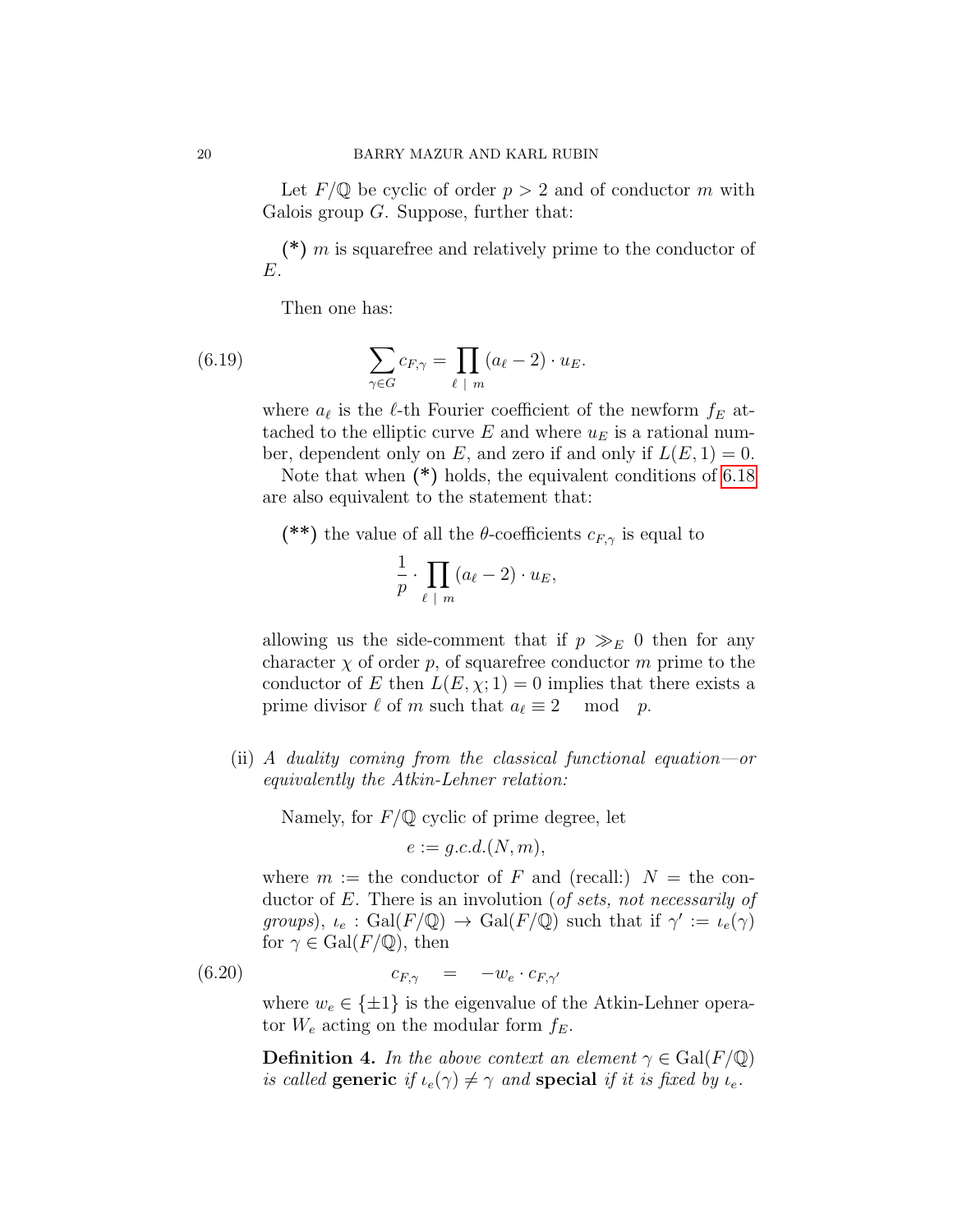Let $F/\mathbb{Q}$ be cyclic of order $p > 2$ and of conductor $m$ with Galois group $G$. Suppose, further that:

**(\*)** $m$ is squarefree and relatively prime to the conductor of $E$.

Then one has:

$$\sum_{\gamma \in G} c_{F,\gamma} = \prod_{\ell \mid m} (a_\ell - 2) \cdot u_E. \tag{6.19}$$

where $a_\ell$ is the $\ell$-th Fourier coefficient of the newform $f_E$ attached to the elliptic curve $E$ and where $u_E$ is a rational number, dependent only on $E$, and zero if and only if $L(E, 1) = 0$.

Note that when **(\*)** holds, the equivalent conditions of 6.18 are also equivalent to the statement that:

**(\*\*)** the value of all the $\theta$-coefficients $c_{F,\gamma}$ is equal to

$$\frac{1}{p} \cdot \prod_{\ell \mid m} (a_\ell - 2) \cdot u_E,$$

allowing us the side-comment that if $p \gg_E 0$ then for any character $\chi$ of order $p$, of squarefree conductor $m$ prime to the conductor of $E$ then $L(E, \chi; 1) = 0$ implies that there exists a prime divisor $\ell$ of $m$ such that $a_\ell \equiv 2 \mod p$.

(ii) *A duality coming from the classical functional equation—or equivalently the Atkin-Lehner relation:*

Namely, for $F/\mathbb{Q}$ cyclic of prime degree, let

$$e := g.c.d.(N, m),$$

where $m :=$ the conductor of $F$ and (recall:) $N =$ the conductor of $E$. There is an involution (*of sets, not necessarily of groups*), $\iota_e : \mathrm{Gal}(F/\mathbb{Q}) \to \mathrm{Gal}(F/\mathbb{Q})$ such that if $\gamma' := \iota_e(\gamma)$ for $\gamma \in \mathrm{Gal}(F/\mathbb{Q})$, then

$$c_{F,\gamma} \quad = \quad -w_e \cdot c_{F,\gamma'} \tag{6.20}$$

where $w_e \in \{\pm 1\}$ is the eigenvalue of the Atkin-Lehner operator $W_e$ acting on the modular form $f_E$.

**Definition 4.** *In the above context an element $\gamma \in \mathrm{Gal}(F/\mathbb{Q})$ is called* **generic** *if $\iota_e(\gamma) \neq \gamma$ and* **special** *if it is fixed by $\iota_e$.*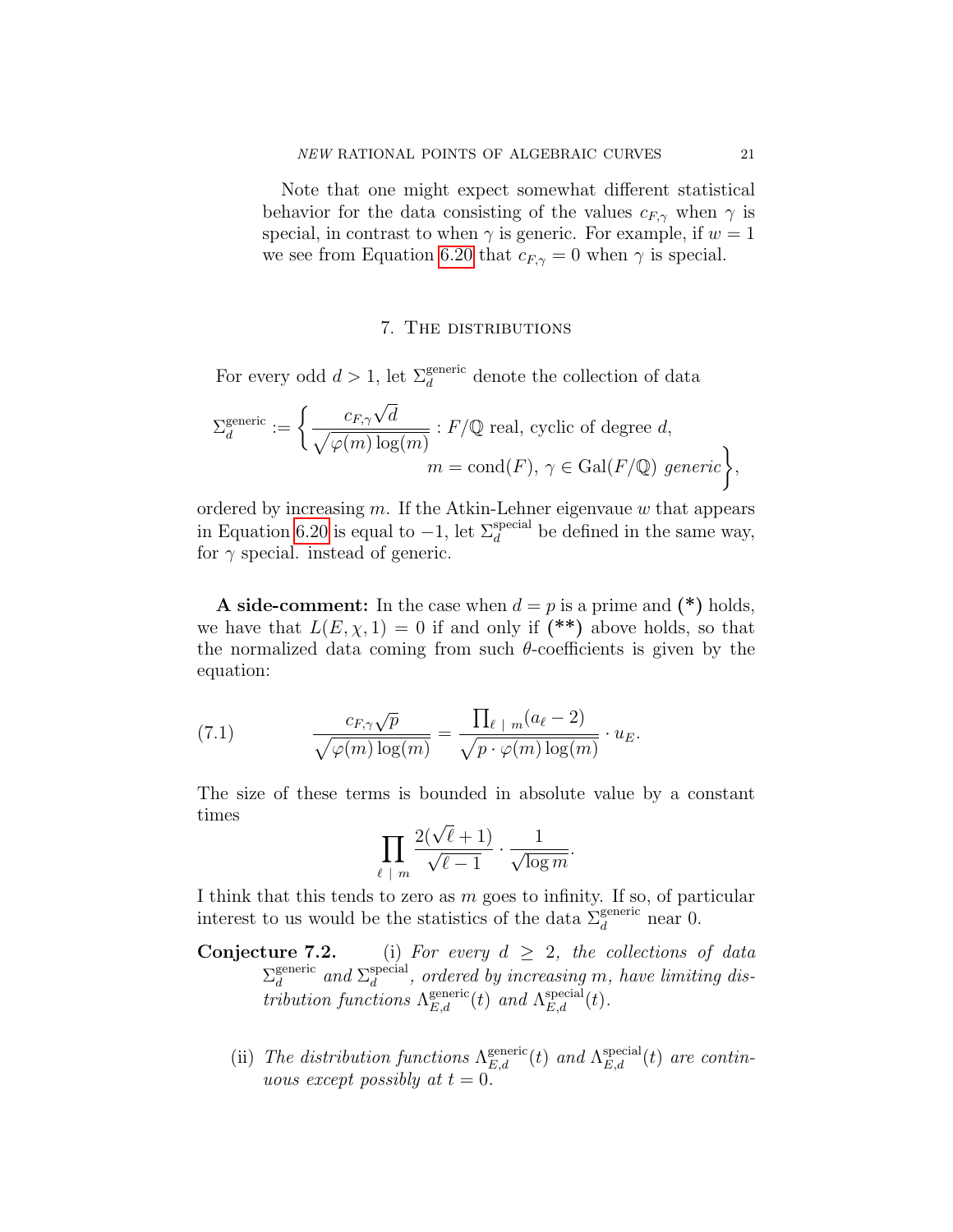Note that one might expect somewhat different statistical behavior for the data consisting of the values $c_{F,\gamma}$ when $\gamma$ is special, in contrast to when $\gamma$ is generic. For example, if $w = 1$ we see from Equation 6.20 that $c_{F,\gamma} = 0$ when $\gamma$ is special.

## 7. The distributions

For every odd $d > 1$, let $\Sigma_d^{\text{generic}}$ denote the collection of data

$$\Sigma_d^{\text{generic}} := \left\{ \frac{c_{F,\gamma}\sqrt{d}}{\sqrt{\varphi(m)\log(m)}} : F/\mathbb{Q} \text{ real, cyclic of degree } d, \right. \\ \left. m = \text{cond}(F),\ \gamma \in \text{Gal}(F/\mathbb{Q}) \textit{ generic} \right\},$$

ordered by increasing $m$. If the Atkin-Lehner eigenvaue $w$ that appears in Equation 6.20 is equal to $-1$, let $\Sigma_d^{\text{special}}$ be defined in the same way, for $\gamma$ special. instead of generic.

**A side-comment:** In the case when $d = p$ is a prime and **(\*)** holds, we have that $L(E, \chi, 1) = 0$ if and only if **(\*\*)** above holds, so that the normalized data coming from such $\theta$-coefficients is given by the equation:

$$\frac{c_{F,\gamma}\sqrt{p}}{\sqrt{\varphi(m)\log(m)}} = \frac{\prod_{\ell \mid m}(a_\ell - 2)}{\sqrt{p \cdot \varphi(m)\log(m)}} \cdot u_E. \tag{7.1}$$

The size of these terms is bounded in absolute value by a constant times

$$\prod_{\ell \mid m} \frac{2(\sqrt{\ell}+1)}{\sqrt{\ell - 1}} \cdot \frac{1}{\sqrt{\log m}}.$$

I think that this tends to zero as $m$ goes to infinity. If so, of particular interest to us would be the statistics of the data $\Sigma_d^{\text{generic}}$ near 0.

**Conjecture 7.2.** (i) *For every $d \geq 2$, the collections of data $\Sigma_d^{\text{generic}}$ and $\Sigma_d^{\text{special}}$, ordered by increasing $m$, have limiting distribution functions $\Lambda_{E,d}^{\text{generic}}(t)$ and $\Lambda_{E,d}^{\text{special}}(t)$.*

(ii) *The distribution functions $\Lambda_{E,d}^{\text{generic}}(t)$ and $\Lambda_{E,d}^{\text{special}}(t)$ are continuous except possibly at $t = 0$.*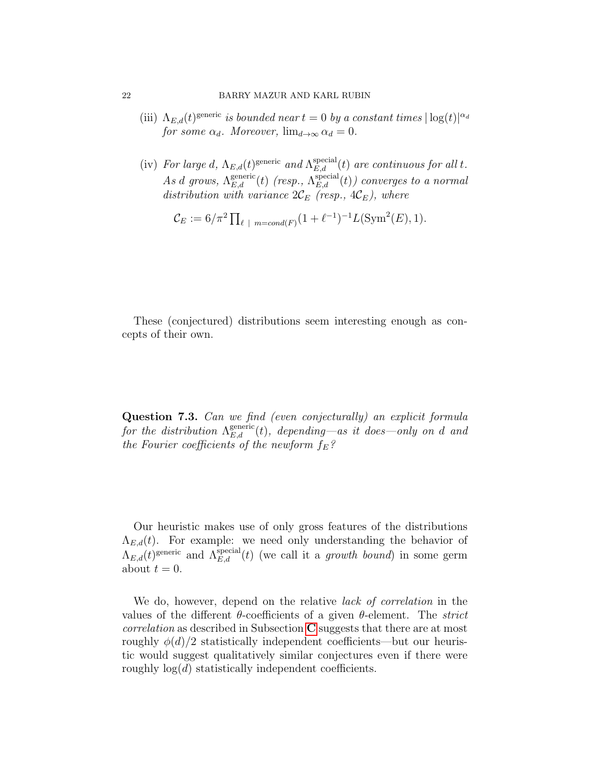(iii) $\Lambda_{E,d}(t)^{\text{generic}}$ *is bounded near* $t = 0$ *by a constant times* $|\log(t)|^{\alpha_d}$ *for some* $\alpha_d$*. Moreover,* $\lim_{d \to \infty} \alpha_d = 0$*.*

(iv) *For large* $d$*,* $\Lambda_{E,d}(t)^{\text{generic}}$ *and* $\Lambda_{E,d}^{\text{special}}(t)$ *are continuous for all* $t$*. As* $d$ *grows,* $\Lambda_{E,d}^{\text{generic}}(t)$ *(resp.,* $\Lambda_{E,d}^{\text{special}}(t)$*) converges to a normal distribution with variance* $2\mathcal{C}_E$ *(resp.,* $4\mathcal{C}_E$*), where*

$$\mathcal{C}_E := 6/\pi^2 \prod_{\ell \ \mid \ m = cond(F)} (1 + \ell^{-1})^{-1} L(\mathrm{Sym}^2(E), 1).$$

These (conjectured) distributions seem interesting enough as concepts of their own.

**Question 7.3.** *Can we find (even conjecturally) an explicit formula for the distribution* $\Lambda_{E,d}^{\text{generic}}(t)$*, depending—as it does—only on* $d$ *and the Fourier coefficients of the newform* $f_E$*?*

Our heuristic makes use of only gross features of the distributions $\Lambda_{E,d}(t)$. For example: we need only understanding the behavior of $\Lambda_{E,d}(t)^{\text{generic}}$ and $\Lambda_{E,d}^{\text{special}}(t)$ (we call it a *growth bound*) in some germ about $t = 0$.

We do, however, depend on the relative *lack of correlation* in the values of the different $\theta$-coefficients of a given $\theta$-element. The *strict correlation* as described in Subsection C suggests that there are at most roughly $\phi(d)/2$ statistically independent coefficients—but our heuristic would suggest qualitatively similar conjectures even if there were roughly $\log(d)$ statistically independent coefficients.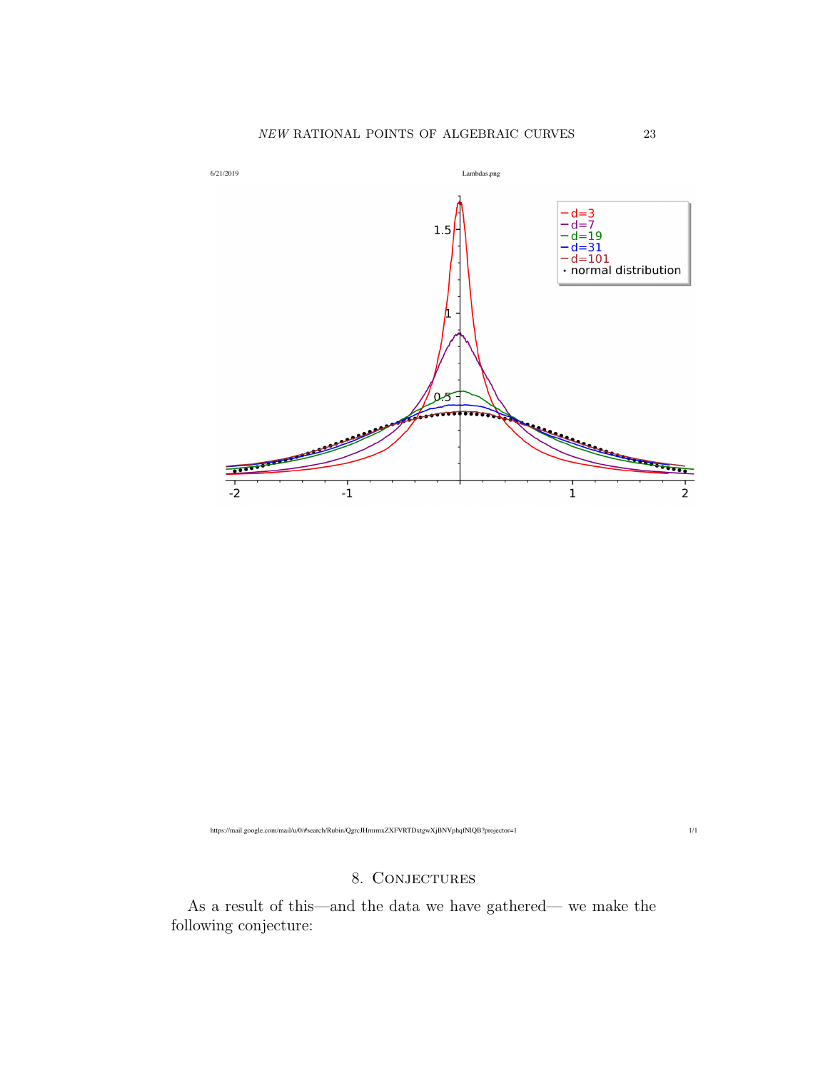## 8. Conjectures

As a result of this—and the data we have gathered— we make the following conjecture: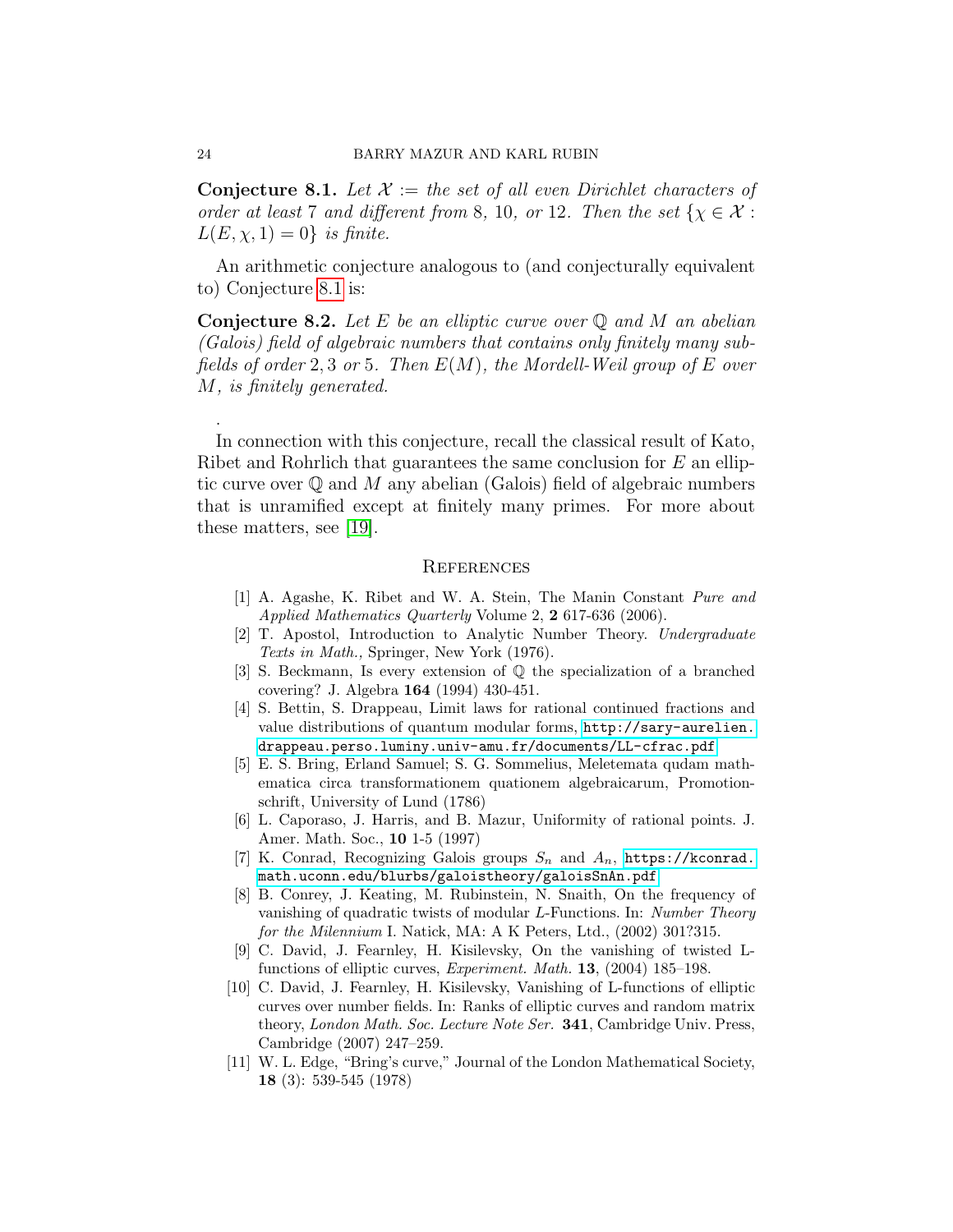**Conjecture 8.1.** *Let $\mathcal{X} :=$ the set of all even Dirichlet characters of order at least 7 and different from 8, 10, or 12. Then the set $\{\chi \in \mathcal{X} : L(E, \chi, 1) = 0\}$ is finite.*

An arithmetic conjecture analogous to (and conjecturally equivalent to) Conjecture 8.1 is:

**Conjecture 8.2.** *Let $E$ be an elliptic curve over $\mathbb{Q}$ and $M$ an abelian (Galois) field of algebraic numbers that contains only finitely many subfields of order 2, 3 or 5. Then $E(M)$, the Mordell-Weil group of $E$ over $M$, is finitely generated.*

.

In connection with this conjecture, recall the classical result of Kato, Ribet and Rohrlich that guarantees the same conclusion for $E$ an elliptic curve over $\mathbb{Q}$ and $M$ any abelian (Galois) field of algebraic numbers that is unramified except at finitely many primes. For more about these matters, see [19].

## References

[1] A. Agashe, K. Ribet and W. A. Stein, The Manin Constant *Pure and Applied Mathematics Quarterly* Volume 2, **2** 617-636 (2006).

[2] T. Apostol, Introduction to Analytic Number Theory. *Undergraduate Texts in Math.,* Springer, New York (1976).

[3] S. Beckmann, Is every extension of $\mathbb{Q}$ the specialization of a branched covering? J. Algebra **164** (1994) 430-451.

[4] S. Bettin, S. Drappeau, Limit laws for rational continued fractions and value distributions of quantum modular forms, http://sary-aurelien.drappeau.perso.luminy.univ-amu.fr/documents/LL-cfrac.pdf

[5] E. S. Bring, Erland Samuel; S. G. Sommelius, Meletemata qudam mathematica circa transformationem quationem algebraicarum, Promotionschrift, University of Lund (1786)

[6] L. Caporaso, J. Harris, and B. Mazur, Uniformity of rational points. J. Amer. Math. Soc., **10** 1-5 (1997)

[7] K. Conrad, Recognizing Galois groups $S_n$ and $A_n$, https://kconrad.math.uconn.edu/blurbs/galoistheory/galoisSnAn.pdf

[8] B. Conrey, J. Keating, M. Rubinstein, N. Snaith, On the frequency of vanishing of quadratic twists of modular $L$-Functions. In: *Number Theory for the Milennium* I. Natick, MA: A K Peters, Ltd., (2002) 301?315.

[9] C. David, J. Fearnley, H. Kisilevsky, On the vanishing of twisted L-functions of elliptic curves, *Experiment. Math.* **13**, (2004) 185–198.

[10] C. David, J. Fearnley, H. Kisilevsky, Vanishing of L-functions of elliptic curves over number fields. In: Ranks of elliptic curves and random matrix theory, *London Math. Soc. Lecture Note Ser.* **341**, Cambridge Univ. Press, Cambridge (2007) 247–259.

[11] W. L. Edge, "Bring's curve," Journal of the London Mathematical Society, **18** (3): 539-545 (1978)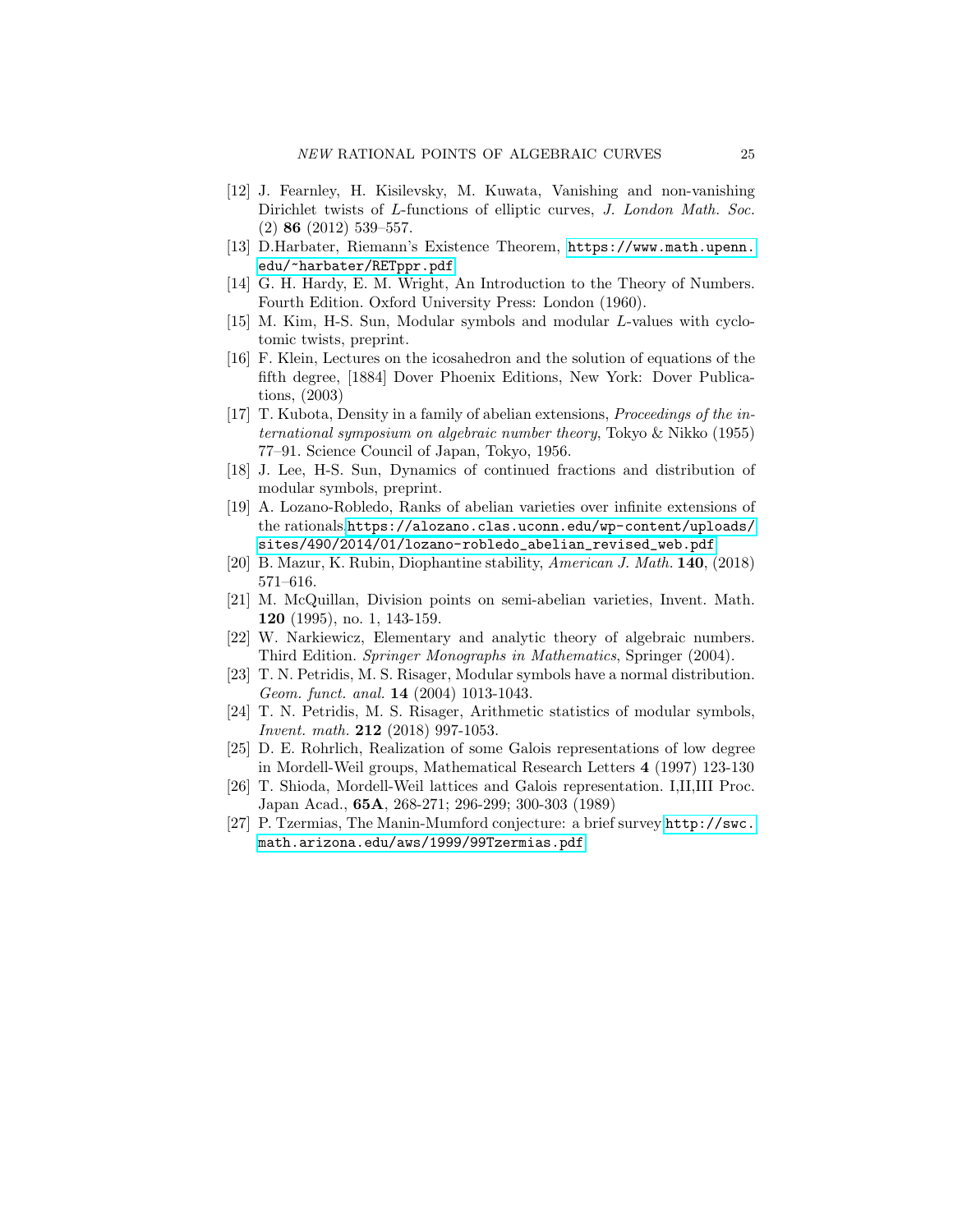[12] J. Fearnley, H. Kisilevsky, M. Kuwata, Vanishing and non-vanishing Dirichlet twists of $L$-functions of elliptic curves, *J. London Math. Soc.* (2) **86** (2012) 539–557.

[13] D.Harbater, Riemann's Existence Theorem, https://www.math.upenn.edu/~harbater/RETppr.pdf

[14] G. H. Hardy, E. M. Wright, An Introduction to the Theory of Numbers. Fourth Edition. Oxford University Press: London (1960).

[15] M. Kim, H-S. Sun, Modular symbols and modular $L$-values with cyclotomic twists, preprint.

[16] F. Klein, Lectures on the icosahedron and the solution of equations of the fifth degree, [1884] Dover Phoenix Editions, New York: Dover Publications, (2003)

[17] T. Kubota, Density in a family of abelian extensions, *Proceedings of the international symposium on algebraic number theory*, Tokyo & Nikko (1955) 77–91. Science Council of Japan, Tokyo, 1956.

[18] J. Lee, H-S. Sun, Dynamics of continued fractions and distribution of modular symbols, preprint.

[19] A. Lozano-Robledo, Ranks of abelian varieties over infinite extensions of the rationals https://alozano.clas.uconn.edu/wp-content/uploads/sites/490/2014/01/lozano-robledo_abelian_revised_web.pdf

[20] B. Mazur, K. Rubin, Diophantine stability, *American J. Math.* **140**, (2018) 571–616.

[21] M. McQuillan, Division points on semi-abelian varieties, Invent. Math. **120** (1995), no. 1, 143-159.

[22] W. Narkiewicz, Elementary and analytic theory of algebraic numbers. Third Edition. *Springer Monographs in Mathematics*, Springer (2004).

[23] T. N. Petridis, M. S. Risager, Modular symbols have a normal distribution. *Geom. funct. anal.* **14** (2004) 1013-1043.

[24] T. N. Petridis, M. S. Risager, Arithmetic statistics of modular symbols, *Invent. math.* **212** (2018) 997-1053.

[25] D. E. Rohrlich, Realization of some Galois representations of low degree in Mordell-Weil groups, Mathematical Research Letters **4** (1997) 123-130

[26] T. Shioda, Mordell-Weil lattices and Galois representation. I,II,III Proc. Japan Acad., **65A**, 268-271; 296-299; 300-303 (1989)

[27] P. Tzermias, The Manin-Mumford conjecture: a brief survey http://swc.math.arizona.edu/aws/1999/99Tzermias.pdf